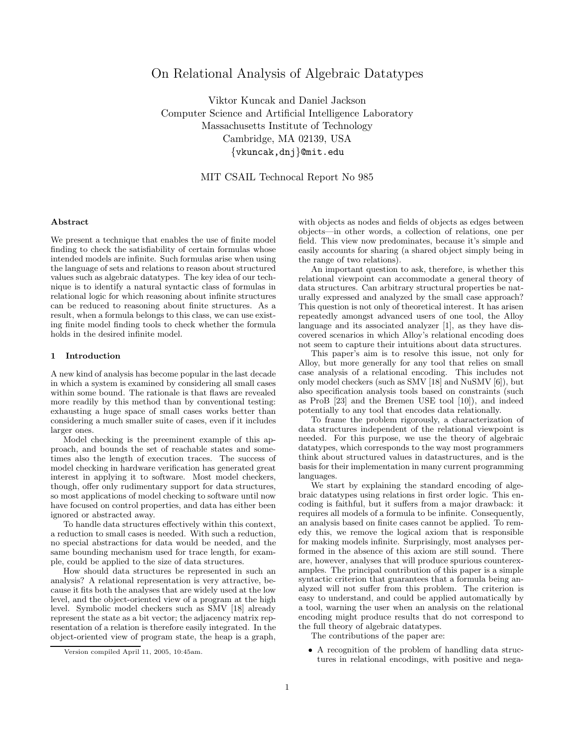# On Relational Analysis of Algebraic Datatypes

Viktor Kuncak and Daniel Jackson
Computer Science and Artificial Intelligence Laboratory
Massachusetts Institute of Technology
Cambridge, MA 02139, USA
{vkuncak,dnj}@mit.edu

MIT CSAIL Technocal Report No 985

### Abstract

We present a technique that enables the use of finite model finding to check the satisfiability of certain formulas whose intended models are infinite. Such formulas arise when using the language of sets and relations to reason about structured values such as algebraic datatypes. The key idea of our technique is to identify a natural syntactic class of formulas in relational logic for which reasoning about infinite structures can be reduced to reasoning about finite structures. As a result, when a formula belongs to this class, we can use existing finite model finding tools to check whether the formula holds in the desired infinite model.

## 1 Introduction

A new kind of analysis has become popular in the last decade in which a system is examined by considering all small cases within some bound. The rationale is that flaws are revealed more readily by this method than by conventional testing: exhausting a huge space of small cases works better than considering a much smaller suite of cases, even if it includes larger ones.

Model checking is the preeminent example of this approach, and bounds the set of reachable states and sometimes also the length of execution traces. The success of model checking in hardware verification has generated great interest in applying it to software. Most model checkers, though, offer only rudimentary support for data structures, so most applications of model checking to software until now have focused on control properties, and data has either been ignored or abstracted away.

To handle data structures effectively within this context, a reduction to small cases is needed. With such a reduction, no special abstractions for data would be needed, and the same bounding mechanism used for trace length, for example, could be applied to the size of data structures.

How should data structures be represented in such an analysis? A relational representation is very attractive, because it fits both the analyses that are widely used at the low level, and the object-oriented view of a program at the high level. Symbolic model checkers such as SMV [18] already represent the state as a bit vector; the adjacency matrix representation of a relation is therefore easily integrated. In the object-oriented view of program state, the heap is a graph, with objects as nodes and fields of objects as edges between objects—in other words, a collection of relations, one per field. This view now predominates, because it's simple and easily accounts for sharing (a shared object simply being in the range of two relations).

An important question to ask, therefore, is whether this relational viewpoint can accommodate a general theory of data structures. Can arbitrary structural properties be naturally expressed and analyzed by the small case approach? This question is not only of theoretical interest. It has arisen repeatedly amongst advanced users of one tool, the Alloy language and its associated analyzer [1], as they have discovered scenarios in which Alloy's relational encoding does not seem to capture their intuitions about data structures.

This paper's aim is to resolve this issue, not only for Alloy, but more generally for any tool that relies on small case analysis of a relational encoding. This includes not only model checkers (such as SMV [18] and NuSMV [6]), but also specification analysis tools based on constraints (such as ProB [23] and the Bremen USE tool [10]), and indeed potentially to any tool that encodes data relationally.

To frame the problem rigorously, a characterization of data structures independent of the relational viewpoint is needed. For this purpose, we use the theory of algebraic datatypes, which corresponds to the way most programmers think about structured values in datastructures, and is the basis for their implementation in many current programming languages.

We start by explaining the standard encoding of algebraic datatypes using relations in first order logic. This encoding is faithful, but it suffers from a major drawback: it requires all models of a formula to be infinite. Consequently, an analysis based on finite cases cannot be applied. To remedy this, we remove the logical axiom that is responsible for making models infinite. Surprisingly, most analyses performed in the absence of this axiom are still sound. There are, however, analyses that will produce spurious counterexamples. The principal contribution of this paper is a simple syntactic criterion that guarantees that a formula being analyzed will not suffer from this problem. The criterion is easy to understand, and could be applied automatically by a tool, warning the user when an analysis on the relational encoding might produce results that do not correspond to the full theory of algebraic datatypes.

The contributions of the paper are:

- A recognition of the problem of handling data structures in relational encodings, with positive and nega-

Version compiled April 11, 2005, 10:45am.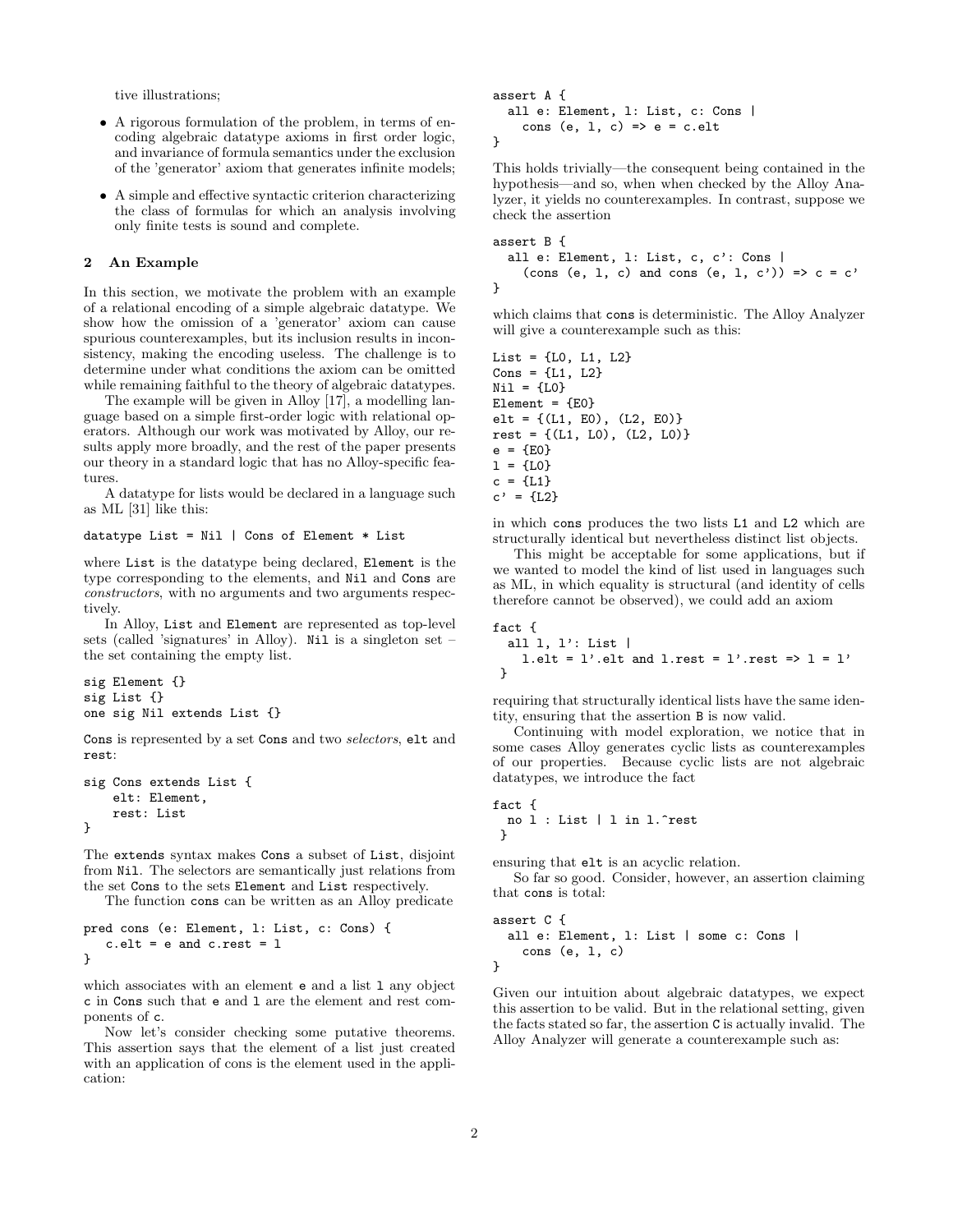tive illustrations;

- A rigorous formulation of the problem, in terms of encoding algebraic datatype axioms in first order logic, and invariance of formula semantics under the exclusion of the 'generator' axiom that generates infinite models;
- A simple and effective syntactic criterion characterizing the class of formulas for which an analysis involving only finite tests is sound and complete.

## 2 An Example

In this section, we motivate the problem with an example of a relational encoding of a simple algebraic datatype. We show how the omission of a 'generator' axiom can cause spurious counterexamples, but its inclusion results in inconsistency, making the encoding useless. The challenge is to determine under what conditions the axiom can be omitted while remaining faithful to the theory of algebraic datatypes.

The example will be given in Alloy [17], a modelling language based on a simple first-order logic with relational operators. Although our work was motivated by Alloy, our results apply more broadly, and the rest of the paper presents our theory in a standard logic that has no Alloy-specific features.

A datatype for lists would be declared in a language such as ML [31] like this:

```
datatype List = Nil | Cons of Element * List
```

where `List` is the datatype being declared, `Element` is the type corresponding to the elements, and `Nil` and `Cons` are *constructors*, with no arguments and two arguments respectively.

In Alloy, `List` and `Element` are represented as top-level sets (called 'signatures' in Alloy). `Nil` is a singleton set – the set containing the empty list.

```
sig Element {}
sig List {}
one sig Nil extends List {}
```

`Cons` is represented by a set `Cons` and two *selectors*, `elt` and `rest`:

```
sig Cons extends List {
    elt: Element,
    rest: List
}
```

The `extends` syntax makes `Cons` a subset of `List`, disjoint from `Nil`. The selectors are semantically just relations from the set `Cons` to the sets `Element` and `List` respectively.

The function `cons` can be written as an Alloy predicate

```
pred cons (e: Element, l: List, c: Cons) {
   c.elt = e and c.rest = l
}
```

which associates with an element `e` and a list `l` any object `c` in `Cons` such that `e` and `l` are the element and rest components of `c`.

Now let's consider checking some putative theorems. This assertion says that the element of a list just created with an application of cons is the element used in the application:

```
assert A {
  all e: Element, l: List, c: Cons |
    cons (e, l, c) => e = c.elt
}
```

This holds trivially—the consequent being contained in the hypothesis—and so, when when checked by the Alloy Analyzer, it yields no counterexamples. In contrast, suppose we check the assertion

```
assert B {
  all e: Element, l: List, c, c': Cons |
    (cons (e, l, c) and cons (e, l, c')) => c = c'
}
```

which claims that `cons` is deterministic. The Alloy Analyzer will give a counterexample such as this:

```
List = {L0, L1, L2}
Cons = {L1, L2}
Nil = {L0}
Element = {E0}
elt = {(L1, E0), (L2, E0)}
rest = {(L1, L0), (L2, L0)}
e = {E0}
l = {L0}
c = {L1}
c' = {L2}
```

in which `cons` produces the two lists `L1` and `L2` which are structurally identical but nevertheless distinct list objects.

This might be acceptable for some applications, but if we wanted to model the kind of list used in languages such as ML, in which equality is structural (and identity of cells therefore cannot be observed), we could add an axiom

```
fact {
  all l, l': List |
    l.elt = l'.elt and l.rest = l'.rest => l = l'
 }
```

requiring that structurally identical lists have the same identity, ensuring that the assertion `B` is now valid.

Continuing with model exploration, we notice that in some cases Alloy generates cyclic lists as counterexamples of our properties. Because cyclic lists are not algebraic datatypes, we introduce the fact

```
fact {
  no l : List | l in l.^rest
 }
```

ensuring that `elt` is an acyclic relation.

So far so good. Consider, however, an assertion claiming that `cons` is total:

```
assert C {
  all e: Element, l: List | some c: Cons |
    cons (e, l, c)
}
```

Given our intuition about algebraic datatypes, we expect this assertion to be valid. But in the relational setting, given the facts stated so far, the assertion `C` is actually invalid. The Alloy Analyzer will generate a counterexample such as: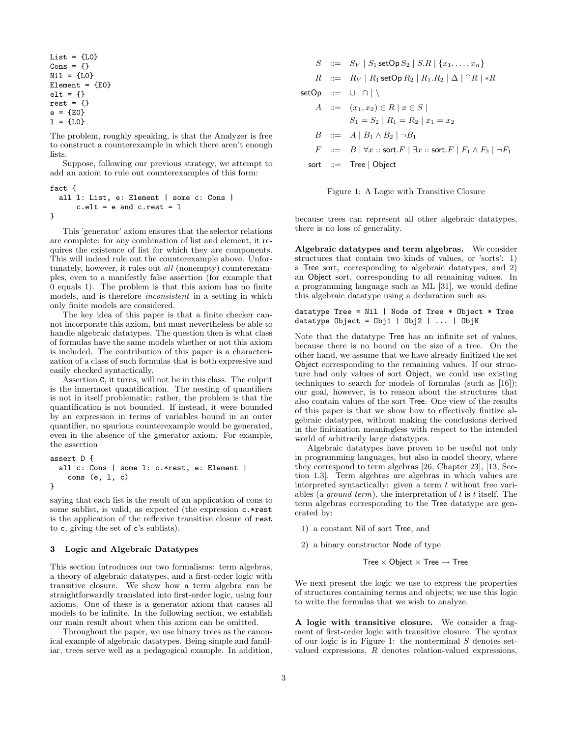```
List = {L0}
Cons = {}
Nil = {L0}
Element = {E0}
elt = {}
rest = {}
e = {E0}
l = {L0}
```

The problem, roughly speaking, is that the Analyzer is free to construct a counterexample in which there aren't enough lists.

Suppose, following our previous strategy, we attempt to add an axiom to rule out counterexamples of this form:

```
fact {
  all l: List, e: Element | some c: Cons |
      c.elt = e and c.rest = l
}
```

This 'generator' axiom ensures that the selector relations are complete: for any combination of list and element, it requires the existence of list for which they are components. This will indeed rule out the counterexample above. Unfortunately, however, it rules out *all* (nonempty) counterexamples, even to a manifestly false assertion (for example that 0 equals 1). The problem is that this axiom has no finite models, and is therefore *inconsistent* in a setting in which only finite models are considered.

The key idea of this paper is that a finite checker cannot incorporate this axiom, but must nevertheless be able to handle algebraic datatypes. The question then is what class of formulas have the same models whether or not this axiom is included. The contribution of this paper is a characterization of a class of such formulas that is both expressive and easily checked syntactically.

Assertion C, it turns, will not be in this class. The culprit is the innermost quantification. The nesting of quantifiers is not in itself problematic; rather, the problem is that the quantification is not bounded. If instead, it were bounded by an expression in terms of variables bound in an outer quantifier, no spurious counterexample would be generated, even in the absence of the generator axiom. For example, the assertion

```
assert D {
  all c: Cons | some l: c.*rest, e: Element |
    cons (e, l, c)
}
```

saying that each list is the result of an application of cons to some sublist, is valid, as expected (the expression `c.*rest` is the application of the reflexive transitive closure of `rest` to `c`, giving the set of `c`'s sublists).

## 3 Logic and Algebraic Datatypes

This section introduces our two formalisms: term algebras, a theory of algebraic datatypes, and a first-order logic with transitive closure. We show how a term algebra can be straightforwardly translated into first-order logic, using four axioms. One of these is a generator axiom that causes all models to be infinite. In the following section, we establish our main result about when this axiom can be omitted.

Throughout the paper, we use binary trees as the canonical example of algebraic datatypes. Being simple and familiar, trees serve well as a pedagogical example. In addition, because trees can represent all other algebraic datatypes, there is no loss of generality.

$$
\begin{array}{rcl}
S & ::= & S_V \mid S_1 \,\mathsf{setOp}\, S_2 \mid S.R \mid \{x_1, \ldots, x_n\} \\
R & ::= & R_V \mid R_1 \,\mathsf{setOp}\, R_2 \mid R_1.R_2 \mid \Delta \mid \hat{}R \mid *R \\
\mathsf{setOp} & ::= & \cup \mid \cap \mid \setminus \\
A & ::= & (x_1, x_2) \in R \mid x \in S \mid \\
 & & S_1 = S_2 \mid R_1 = R_2 \mid x_1 = x_2 \\
B & ::= & A \mid B_1 \wedge B_2 \mid \neg B_1 \\
F & ::= & B \mid \forall x :: \mathsf{sort}.F \mid \exists x :: \mathsf{sort}.F \mid F_1 \wedge F_2 \mid \neg F_1 \\
\mathsf{sort} & ::= & \mathsf{Tree} \mid \mathsf{Object}
\end{array}
$$

Figure 1: A Logic with Transitive Closure

**Algebraic datatypes and term algebras.** We consider structures that contain two kinds of values, or 'sorts': 1) a Tree sort, corresponding to algebraic datatypes, and 2) an Object sort, corresponding to all remaining values. In a programming language such as ML [31], we would define this algebraic datatype using a declaration such as:

```
datatype Tree = Nil | Node of Tree * Object * Tree
datatype Object = Obj1 | Obj2 | ... | ObjN
```

Note that the datatype Tree has an infinite set of values, because there is no bound on the size of a tree. On the other hand, we assume that we have already finitized the set Object corresponding to the remaining values. If our structure had only values of sort Object, we could use existing techniques to search for models of formulas (such as [16]); our goal, however, is to reason about the structures that also contain values of the sort Tree. One view of the results of this paper is that we show how to effectively finitize algebraic datatypes, without making the conclusions derived in the finitization meaningless with respect to the intended world of arbitrarily large datatypes.

Algebraic datatypes have proven to be useful not only in programming languages, but also in model theory, where they correspond to term algebras [26, Chapter 23], [13, Section 1.3]. Term algebras are algebras in which values are interpreted syntactically: given a term $t$ without free variables (a *ground term*), the interpretation of $t$ is $t$ itself. The term algebras corresponding to the Tree datatype are generated by:

1) a constant Nil of sort Tree, and

2) a binary constructor Node of type

$$\mathsf{Tree} \times \mathsf{Object} \times \mathsf{Tree} \rightarrow \mathsf{Tree}$$

We next present the logic we use to express the properties of structures containing terms and objects; we use this logic to write the formulas that we wish to analyze.

**A logic with transitive closure.** We consider a fragment of first-order logic with transitive closure. The syntax of our logic is in Figure 1: the nonterminal $S$ denotes set-valued expressions, $R$ denotes relation-valued expressions,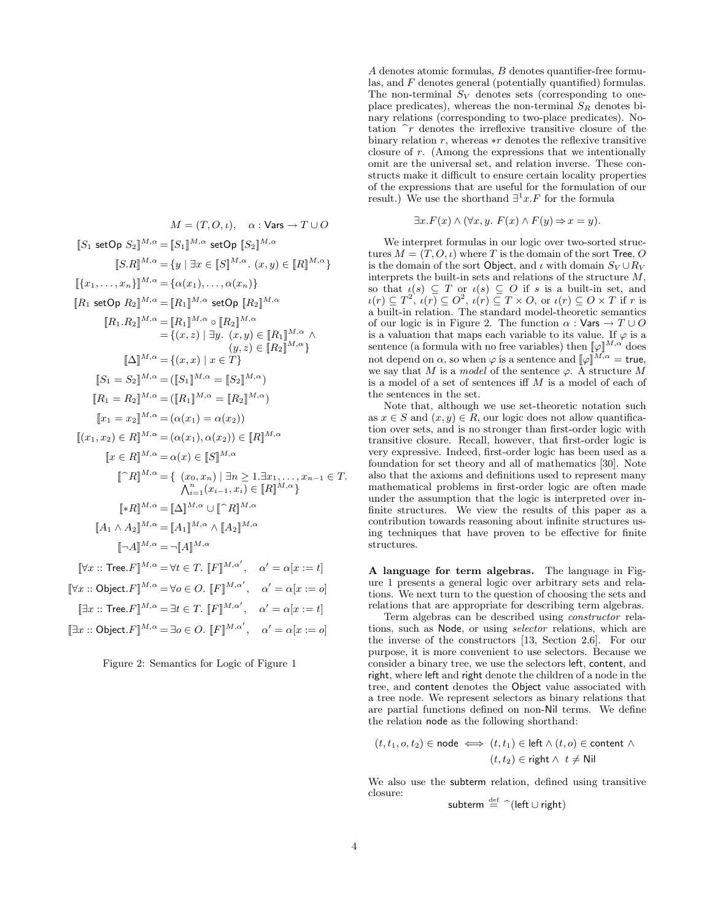$$M = (T, O, \iota), \quad \alpha : \mathsf{Vars} \to T \cup O$$

$$
\begin{aligned}
[\![S_1 \ \mathsf{setOp} \ S_2]\!]^{M,\alpha} &= [\![S_1]\!]^{M,\alpha} \ \mathsf{setOp} \ [\![S_2]\!]^{M,\alpha} \\
[\![S.R]\!]^{M,\alpha} &= \{y \mid \exists x \in [\![S]\!]^{M,\alpha}.\ (x,y) \in [\![R]\!]^{M,\alpha}\} \\
[\![\{x_1,\ldots,x_n\}]\!]^{M,\alpha} &= \{\alpha(x_1),\ldots,\alpha(x_n)\} \\
[\![R_1 \ \mathsf{setOp} \ R_2]\!]^{M,\alpha} &= [\![R_1]\!]^{M,\alpha} \ \mathsf{setOp} \ [\![R_2]\!]^{M,\alpha} \\
[\![R_1.R_2]\!]^{M,\alpha} &= [\![R_1]\!]^{M,\alpha} \circ [\![R_2]\!]^{M,\alpha} \\
&= \{(x,z) \mid \exists y.\ (x,y) \in [\![R_1]\!]^{M,\alpha} \wedge (y,z) \in [\![R_2]\!]^{M,\alpha}\} \\
[\![\Delta]\!]^{M,\alpha} &= \{(x,x) \mid x \in T\} \\
[\![S_1 = S_2]\!]^{M,\alpha} &= ([\![S_1]\!]^{M,\alpha} = [\![S_2]\!]^{M,\alpha}) \\
[\![R_1 = R_2]\!]^{M,\alpha} &= ([\![R_1]\!]^{M,\alpha} = [\![R_2]\!]^{M,\alpha}) \\
[\![x_1 = x_2]\!]^{M,\alpha} &= (\alpha(x_1) = \alpha(x_2)) \\
[\![(x_1,x_2) \in R]\!]^{M,\alpha} &= (\alpha(x_1),\alpha(x_2)) \in [\![R]\!]^{M,\alpha} \\
[\![x \in R]\!]^{M,\alpha} &= \alpha(x) \in [\![S]\!]^{M,\alpha} \\
[\![\hat{}R]\!]^{M,\alpha} &= \{\ (x_0,x_n) \mid \exists n \geq 1. \exists x_1,\ldots,x_{n-1} \in T.\ \textstyle\bigwedge_{i=1}^{n} (x_{i-1},x_i) \in [\![R]\!]^{M,\alpha}\} \\
[\![*R]\!]^{M,\alpha} &= [\![\Delta]\!]^{M,\alpha} \cup [\![\hat{}R]\!]^{M,\alpha} \\
[\![A_1 \wedge A_2]\!]^{M,\alpha} &= [\![A_1]\!]^{M,\alpha} \wedge [\![A_2]\!]^{M,\alpha} \\
[\![\neg A]\!]^{M,\alpha} &= \neg [\![A]\!]^{M,\alpha} \\
[\![\forall x :: \mathsf{Tree}.F]\!]^{M,\alpha} &= \forall t \in T.\ [\![F]\!]^{M,\alpha'}, \quad \alpha' = \alpha[x := t] \\
[\![\forall x :: \mathsf{Object}.F]\!]^{M,\alpha} &= \forall o \in O.\ [\![F]\!]^{M,\alpha'}, \quad \alpha' = \alpha[x := o] \\
[\![\exists x :: \mathsf{Tree}.F]\!]^{M,\alpha} &= \exists t \in T.\ [\![F]\!]^{M,\alpha'}, \quad \alpha' = \alpha[x := t] \\
[\![\exists x :: \mathsf{Object}.F]\!]^{M,\alpha} &= \exists o \in O.\ [\![F]\!]^{M,\alpha'}, \quad \alpha' = \alpha[x := o]
\end{aligned}
$$

Figure 2: Semantics for Logic of Figure 1

$A$ denotes atomic formulas, $B$ denotes quantifier-free formulas, and $F$ denotes general (potentially quantified) formulas. The non-terminal $S_V$ denotes sets (corresponding to one-place predicates), whereas the non-terminal $S_R$ denotes binary relations (corresponding to two-place predicates). Notation $\hat{}r$ denotes the irreflexive transitive closure of the binary relation $r$, whereas $*r$ denotes the reflexive transitive closure of $r$. (Among the expressions that we intentionally omit are the universal set, and relation inverse. These constructs make it difficult to ensure certain locality properties of the expressions that are useful for the formulation of our result.) We use the shorthand $\exists^1 x.F$ for the formula

$$\exists x.F(x) \wedge (\forall x, y.\ F(x) \wedge F(y) \Rightarrow x = y).$$

We interpret formulas in our logic over two-sorted structures $M = (T, O, \iota)$ where $T$ is the domain of the sort Tree, $O$ is the domain of the sort Object, and $\iota$ with domain $S_V \cup R_V$ interprets the built-in sets and relations of the structure $M$, so that $\iota(s) \subseteq T$ or $\iota(s) \subseteq O$ if $s$ is a built-in set, and $\iota(r) \subseteq T^2$, $\iota(r) \subseteq O^2$, $\iota(r) \subseteq T \times O$, or $\iota(r) \subseteq O \times T$ if $r$ is a built-in relation. The standard model-theoretic semantics of our logic is in Figure 2. The function $\alpha : \mathsf{Vars} \to T \cup O$ is a valuation that maps each variable to its value. If $\varphi$ is a sentence (a formula with no free variables) then $[\![\varphi]\!]^{M,\alpha}$ does not depend on $\alpha$, so when $\varphi$ is a sentence and $[\![\varphi]\!]^{M,\alpha} = \mathsf{true}$, we say that $M$ is a *model* of the sentence $\varphi$. A structure $M$ is a model of a set of sentences iff $M$ is a model of each of the sentences in the set.

Note that, although we use set-theoretic notation such as $x \in S$ and $(x, y) \in R$, our logic does not allow quantification over sets, and is no stronger than first-order logic with transitive closure. Recall, however, that first-order logic is very expressive. Indeed, first-order logic has been used as a foundation for set theory and all of mathematics [30]. Note also that the axioms and definitions used to represent many mathematical problems in first-order logic are often made under the assumption that the logic is interpreted over infinite structures. We view the results of this paper as a contribution towards reasoning about infinite structures using techniques that have proven to be effective for finite structures.

**A language for term algebras.** The language in Figure 1 presents a general logic over arbitrary sets and relations. We next turn to the question of choosing the sets and relations that are appropriate for describing term algebras.

Term algebras can be described using *constructor* relations, such as Node, or using *selector* relations, which are the inverse of the constructors [13, Section 2.6]. For our purpose, it is more convenient to use selectors. Because we consider a binary tree, we use the selectors left, content, and right, where left and right denote the children of a node in the tree, and content denotes the Object value associated with a tree node. We represent selectors as binary relations that are partial functions defined on non-Nil terms. We define the relation node as the following shorthand:

$$(t, t_1, o, t_2) \in \mathsf{node} \iff (t, t_1) \in \mathsf{left} \wedge (t, o) \in \mathsf{content} \wedge (t, t_2) \in \mathsf{right} \wedge\ t \neq \mathsf{Nil}$$

We also use the subterm relation, defined using transitive closure:

$$\mathsf{subterm} \stackrel{\text{def}}{=} \hat{}(\mathsf{left} \cup \mathsf{right})$$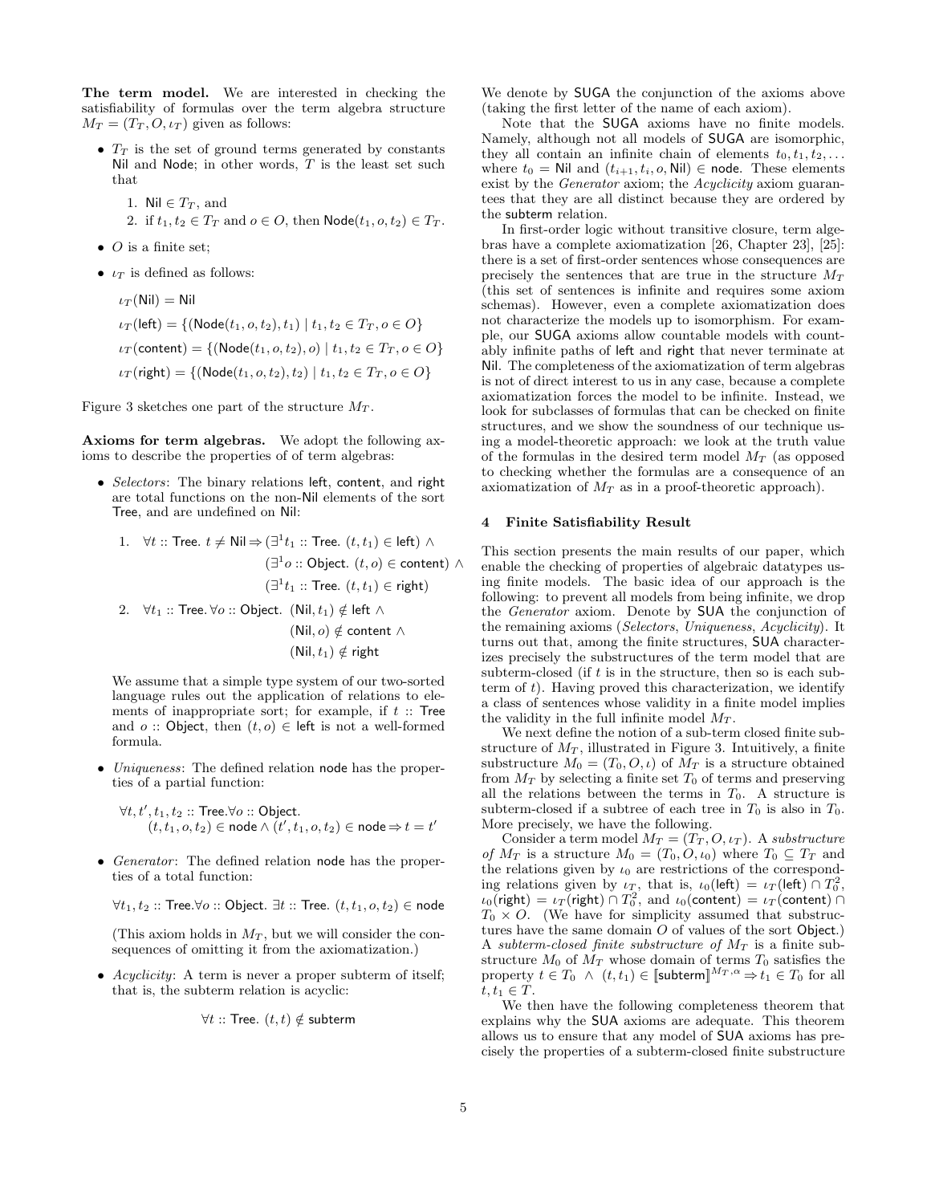**The term model.** We are interested in checking the satisfiability of formulas over the term algebra structure $M_T = (T_T, O, \iota_T)$ given as follows:

- $T_T$ is the set of ground terms generated by constants Nil and Node; in other words, $T$ is the least set such that
  1. $\mathsf{Nil} \in T_T$, and
  2. if $t_1, t_2 \in T_T$ and $o \in O$, then $\mathsf{Node}(t_1, o, t_2) \in T_T$.
- $O$ is a finite set;
- $\iota_T$ is defined as follows:

$$\iota_T(\mathsf{Nil}) = \mathsf{Nil}$$

$$\iota_T(\mathsf{left}) = \{(\mathsf{Node}(t_1, o, t_2), t_1) \mid t_1, t_2 \in T_T, o \in O\}$$

$$\iota_T(\mathsf{content}) = \{(\mathsf{Node}(t_1, o, t_2), o) \mid t_1, t_2 \in T_T, o \in O\}$$

$$\iota_T(\mathsf{right}) = \{(\mathsf{Node}(t_1, o, t_2), t_2) \mid t_1, t_2 \in T_T, o \in O\}$$

Figure 3 sketches one part of the structure $M_T$.

**Axioms for term algebras.** We adopt the following axioms to describe the properties of of term algebras:

- *Selectors*: The binary relations left, content, and right are total functions on the non-Nil elements of the sort Tree, and are undefined on Nil:

  1. $\forall t :: \mathsf{Tree}.\ t \neq \mathsf{Nil} \Rightarrow (\exists^1 t_1 :: \mathsf{Tree}.\ (t, t_1) \in \mathsf{left}) \wedge (\exists^1 o :: \mathsf{Object}.\ (t, o) \in \mathsf{content}) \wedge (\exists^1 t_1 :: \mathsf{Tree}.\ (t, t_1) \in \mathsf{right})$
  2. $\forall t_1 :: \mathsf{Tree}. \forall o :: \mathsf{Object}.\ (\mathsf{Nil}, t_1) \notin \mathsf{left} \wedge (\mathsf{Nil}, o) \notin \mathsf{content} \wedge (\mathsf{Nil}, t_1) \notin \mathsf{right}$

  We assume that a simple type system of our two-sorted language rules out the application of relations to elements of inappropriate sort; for example, if $t :: \mathsf{Tree}$ and $o :: \mathsf{Object}$, then $(t, o) \in \mathsf{left}$ is not a well-formed formula.

- *Uniqueness*: The defined relation node has the properties of a partial function:

  $\forall t, t', t_1, t_2 :: \mathsf{Tree}. \forall o :: \mathsf{Object}.$
  $(t, t_1, o, t_2) \in \mathsf{node} \wedge (t', t_1, o, t_2) \in \mathsf{node} \Rightarrow t = t'$

- *Generator*: The defined relation node has the properties of a total function:

  $\forall t_1, t_2 :: \mathsf{Tree}. \forall o :: \mathsf{Object}.\ \exists t :: \mathsf{Tree}.\ (t, t_1, o, t_2) \in \mathsf{node}$

  (This axiom holds in $M_T$, but we will consider the consequences of omitting it from the axiomatization.)

- *Acyclicity*: A term is never a proper subterm of itself; that is, the subterm relation is acyclic:

  $\forall t :: \mathsf{Tree}.\ (t, t) \notin \mathsf{subterm}$

We denote by SUGA the conjunction of the axioms above (taking the first letter of the name of each axiom).

Note that the SUGA axioms have no finite models. Namely, although not all models of SUGA are isomorphic, they all contain an infinite chain of elements $t_0, t_1, t_2, \ldots$ where $t_0 = \mathsf{Nil}$ and $(t_{i+1}, t_i, o, \mathsf{Nil}) \in \mathsf{node}$. These elements exist by the *Generator* axiom; the *Acyclicity* axiom guarantees that they are all distinct because they are ordered by the subterm relation.

In first-order logic without transitive closure, term algebras have a complete axiomatization [26, Chapter 23], [25]: there is a set of first-order sentences whose consequences are precisely the sentences that are true in the structure $M_T$ (this set of sentences is infinite and requires some axiom schemas). However, even a complete axiomatization does not characterize the models up to isomorphism. For example, our SUGA axioms allow countable models with countably infinite paths of left and right that never terminate at Nil. The completeness of the axiomatization of term algebras is not of direct interest to us in any case, because a complete axiomatization forces the model to be infinite. Instead, we look for subclasses of formulas that can be checked on finite structures, and we show the soundness of our technique using a model-theoretic approach: we look at the truth value of the formulas in the desired term model $M_T$ (as opposed to checking whether the formulas are a consequence of an axiomatization of $M_T$ as in a proof-theoretic approach).

## 4 Finite Satisfiability Result

This section presents the main results of our paper, which enable the checking of properties of algebraic datatypes using finite models. The basic idea of our approach is the following: to prevent all models from being infinite, we drop the *Generator* axiom. Denote by SUA the conjunction of the remaining axioms (*Selectors*, *Uniqueness*, *Acyclicity*). It turns out that, among the finite structures, SUA characterizes precisely the substructures of the term model that are subterm-closed (if $t$ is in the structure, then so is each subterm of $t$). Having proved this characterization, we identify a class of sentences whose validity in a finite model implies the validity in the full infinite model $M_T$.

We next define the notion of a sub-term closed finite substructure of $M_T$, illustrated in Figure 3. Intuitively, a finite substructure $M_0 = (T_0, O, \iota)$ of $M_T$ is a structure obtained from $M_T$ by selecting a finite set $T_0$ of terms and preserving all the relations between the terms in $T_0$. A structure is subterm-closed if a subtree of each tree in $T_0$ is also in $T_0$. More precisely, we have the following.

Consider a term model $M_T = (T_T, O, \iota_T)$. A *substructure of* $M_T$ is a structure $M_0 = (T_0, O, \iota_0)$ where $T_0 \subseteq T_T$ and the relations given by $\iota_0$ are restrictions of the corresponding relations given by $\iota_T$, that is, $\iota_0(\mathsf{left}) = \iota_T(\mathsf{left}) \cap T_0^2$, $\iota_0(\mathsf{right}) = \iota_T(\mathsf{right}) \cap T_0^2$, and $\iota_0(\mathsf{content}) = \iota_T(\mathsf{content}) \cap T_0 \times O$. (We have for simplicity assumed that substructures have the same domain $O$ of values of the sort Object.) A *subterm-closed finite substructure of* $M_T$ is a finite substructure $M_0$ of $M_T$ whose domain of terms $T_0$ satisfies the property $t \in T_0 \ \wedge \ (t, t_1) \in [\![\mathsf{subterm}]\!]^{M_T, \alpha} \Rightarrow t_1 \in T_0$ for all $t, t_1 \in T$.

We then have the following completeness theorem that explains why the SUA axioms are adequate. This theorem allows us to ensure that any model of SUA axioms has precisely the properties of a subterm-closed finite substructure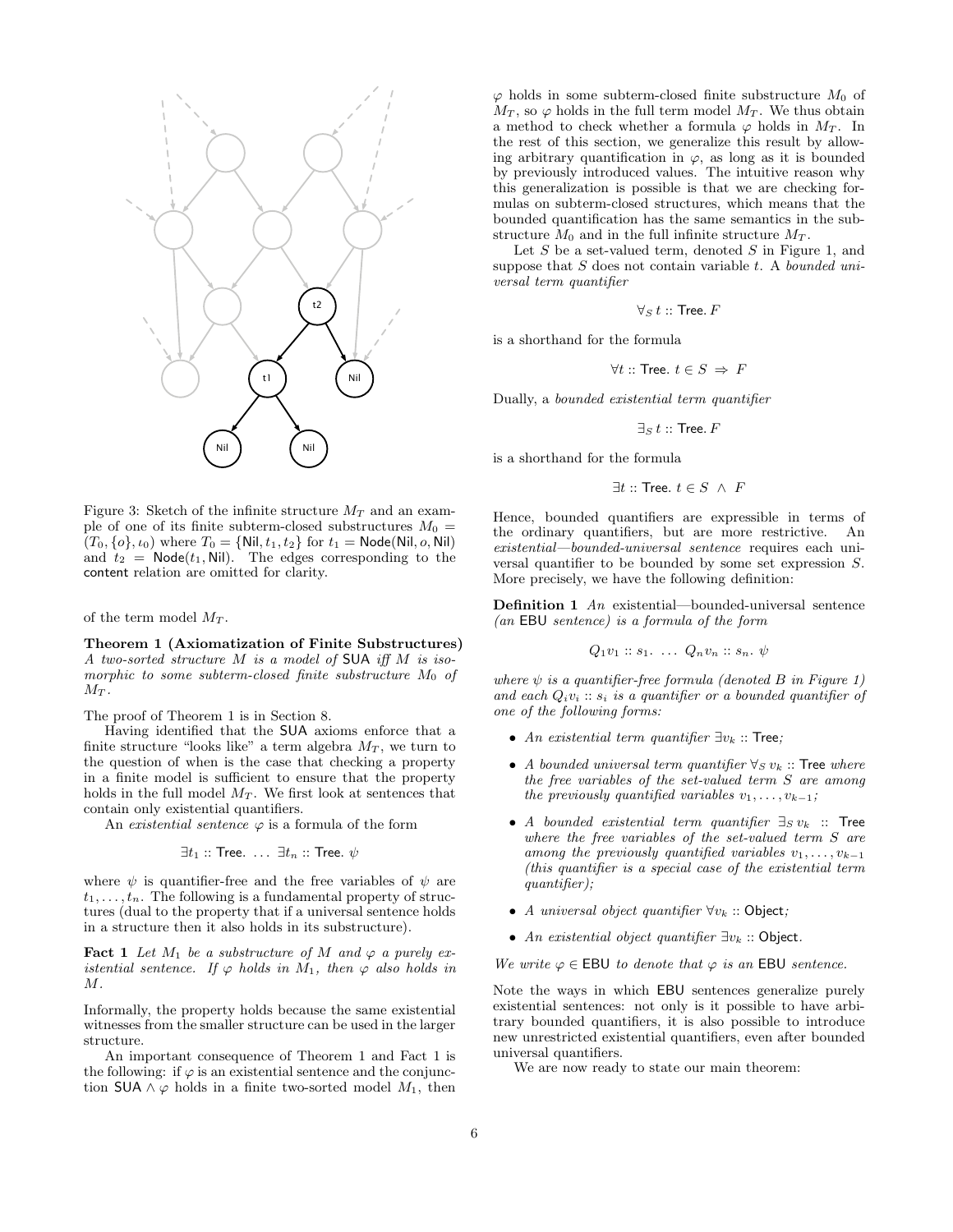Figure 3: Sketch of the infinite structure $M_T$ and an example of one of its finite subterm-closed substructures $M_0 = (T_0, \{o\}, \iota_0)$ where $T_0 = \{\mathsf{Nil}, t_1, t_2\}$ for $t_1 = \mathsf{Node}(\mathsf{Nil}, o, \mathsf{Nil})$ and $t_2 = \mathsf{Node}(t_1, \mathsf{Nil})$. The edges corresponding to the content relation are omitted for clarity.

of the term model $M_T$.

**Theorem 1 (Axiomatization of Finite Substructures)** *A two-sorted structure $M$ is a model of SUA iff $M$ is isomorphic to some subterm-closed finite substructure $M_0$ of $M_T$.*

The proof of Theorem 1 is in Section 8.

Having identified that the SUA axioms enforce that a finite structure "looks like" a term algebra $M_T$, we turn to the question of when is the case that checking a property in a finite model is sufficient to ensure that the property holds in the full model $M_T$. We first look at sentences that contain only existential quantifiers.

An *existential sentence* $\varphi$ is a formula of the form

$$\exists t_1 :: \mathsf{Tree}.\ \ldots\ \exists t_n :: \mathsf{Tree}.\ \psi$$

where $\psi$ is quantifier-free and the free variables of $\psi$ are $t_1, \ldots, t_n$. The following is a fundamental property of structures (dual to the property that if a universal sentence holds in a structure then it also holds in its substructure).

**Fact 1** *Let $M_1$ be a substructure of $M$ and $\varphi$ a purely existential sentence. If $\varphi$ holds in $M_1$, then $\varphi$ also holds in $M$.*

Informally, the property holds because the same existential witnesses from the smaller structure can be used in the larger structure.

An important consequence of Theorem 1 and Fact 1 is the following: if $\varphi$ is an existential sentence and the conjunction $\mathsf{SUA} \wedge \varphi$ holds in a finite two-sorted model $M_1$, then $\varphi$ holds in some subterm-closed finite substructure $M_0$ of $M_T$, so $\varphi$ holds in the full term model $M_T$. We thus obtain a method to check whether a formula $\varphi$ holds in $M_T$. In the rest of this section, we generalize this result by allowing arbitrary quantification in $\varphi$, as long as it is bounded by previously introduced values. The intuitive reason why this generalization is possible is that we are checking formulas on subterm-closed structures, which means that the bounded quantification has the same semantics in the substructure $M_0$ and in the full infinite structure $M_T$.

Let $S$ be a set-valued term, denoted $S$ in Figure 1, and suppose that $S$ does not contain variable $t$. A *bounded universal term quantifier*

$$\forall_S\, t :: \mathsf{Tree}.\, F$$

is a shorthand for the formula

$$\forall t :: \mathsf{Tree}.\ t \in S\ \Rightarrow\ F$$

Dually, a *bounded existential term quantifier*

$$\exists_S\, t :: \mathsf{Tree}.\, F$$

is a shorthand for the formula

$$\exists t :: \mathsf{Tree}.\ t \in S\ \wedge\ F$$

Hence, bounded quantifiers are expressible in terms of the ordinary quantifiers, but are more restrictive. An *existential—bounded-universal sentence* requires each universal quantifier to be bounded by some set expression $S$. More precisely, we have the following definition:

**Definition 1** *An* existential—bounded-universal sentence *(an EBU sentence) is a formula of the form*

$$Q_1 v_1 :: s_1.\ \ldots\ Q_n v_n :: s_n.\ \psi$$

*where $\psi$ is a quantifier-free formula (denoted $B$ in Figure 1) and each $Q_i v_i :: s_i$ is a quantifier or a bounded quantifier of one of the following forms:*

- *An existential term quantifier $\exists v_k :: \mathsf{Tree}$;*
- *A bounded universal term quantifier $\forall_S\, v_k :: \mathsf{Tree}$ where the free variables of the set-valued term $S$ are among the previously quantified variables $v_1, \ldots, v_{k-1}$;*
- *A bounded existential term quantifier $\exists_S\, v_k :: \mathsf{Tree}$ where the free variables of the set-valued term $S$ are among the previously quantified variables $v_1, \ldots, v_{k-1}$ (this quantifier is a special case of the existential term quantifier);*
- *A universal object quantifier $\forall v_k :: \mathsf{Object}$;*
- *An existential object quantifier $\exists v_k :: \mathsf{Object}$.*

*We write $\varphi \in \mathsf{EBU}$ to denote that $\varphi$ is an EBU sentence.*

Note the ways in which EBU sentences generalize purely existential sentences: not only is it possible to have arbitrary bounded quantifiers, it is also possible to introduce new unrestricted existential quantifiers, even after bounded universal quantifiers.

We are now ready to state our main theorem: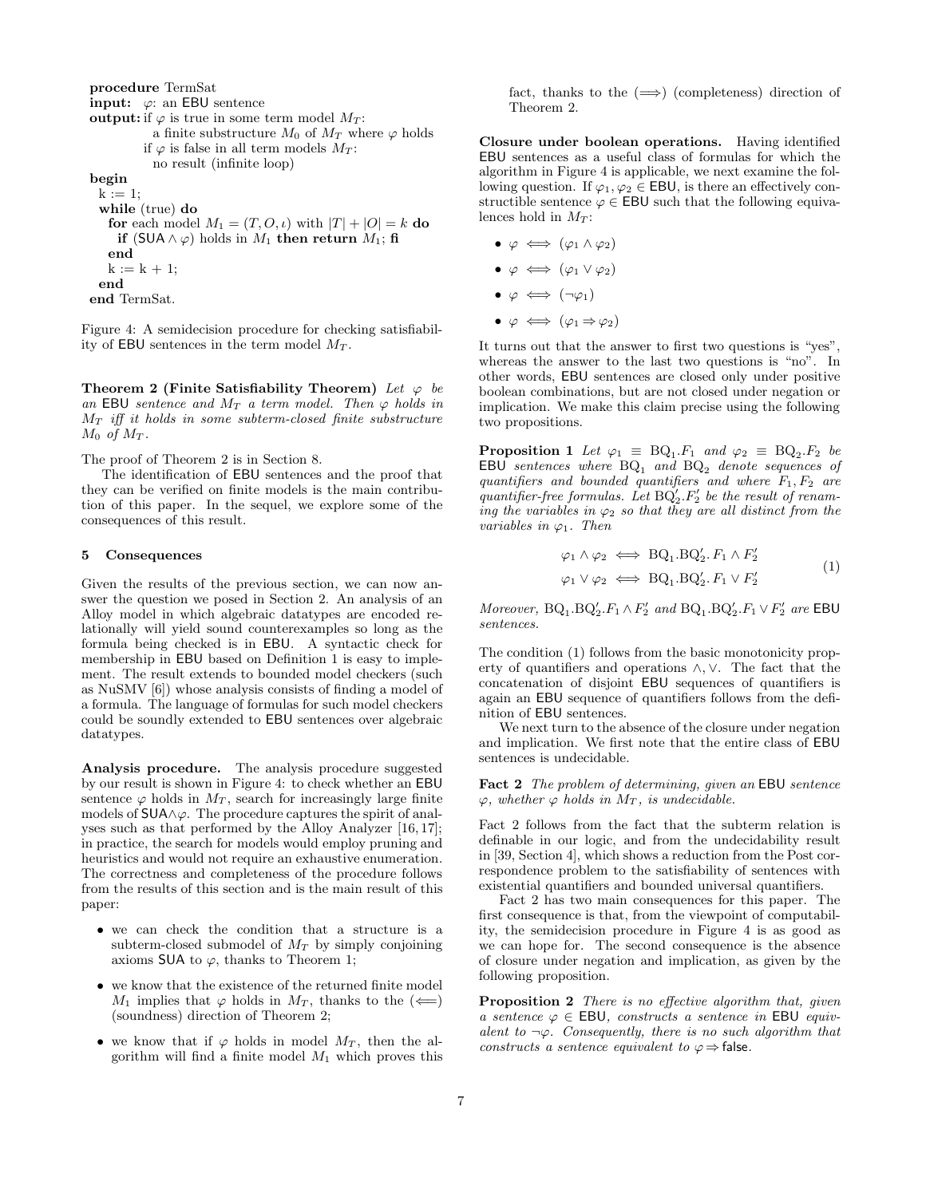```
procedure TermSat
input:  φ: an EBU sentence
output: if φ is true in some term model M_T:
          a finite substructure M_0 of M_T where φ holds
        if φ is false in all term models M_T:
          no result (infinite loop)
begin
  k := 1;
  while (true) do
    for each model M_1 = (T, O, ι) with |T| + |O| = k do
      if (SUA ∧ φ) holds in M_1 then return M_1; fi
    end
    k := k + 1;
  end
end TermSat.
```

Figure 4: A semidecision procedure for checking satisfiability of EBU sentences in the term model $M_T$.

**Theorem 2 (Finite Satisfiability Theorem)** *Let $\varphi$ be an* EBU *sentence and $M_T$ a term model. Then $\varphi$ holds in $M_T$ iff it holds in some subterm-closed finite substructure $M_0$ of $M_T$.*

The proof of Theorem 2 is in Section 8.

The identification of EBU sentences and the proof that they can be verified on finite models is the main contribution of this paper. In the sequel, we explore some of the consequences of this result.

## 5 Consequences

Given the results of the previous section, we can now answer the question we posed in Section 2. An analysis of an Alloy model in which algebraic datatypes are encoded relationally will yield sound counterexamples so long as the formula being checked is in EBU. A syntactic check for membership in EBU based on Definition 1 is easy to implement. The result extends to bounded model checkers (such as NuSMV [6]) whose analysis consists of finding a model of a formula. The language of formulas for such model checkers could be soundly extended to EBU sentences over algebraic datatypes.

**Analysis procedure.** The analysis procedure suggested by our result is shown in Figure 4: to check whether an EBU sentence $\varphi$ holds in $M_T$, search for increasingly large finite models of SUA$\wedge\varphi$. The procedure captures the spirit of analyses such as that performed by the Alloy Analyzer [16, 17]; in practice, the search for models would employ pruning and heuristics and would not require an exhaustive enumeration. The correctness and completeness of the procedure follows from the results of this section and is the main result of this paper:

- we can check the condition that a structure is a subterm-closed submodel of $M_T$ by simply conjoining axioms SUA to $\varphi$, thanks to Theorem 1;
- we know that the existence of the returned finite model $M_1$ implies that $\varphi$ holds in $M_T$, thanks to the ($\Longleftarrow$) (soundness) direction of Theorem 2;
- we know that if $\varphi$ holds in model $M_T$, then the algorithm will find a finite model $M_1$ which proves this fact, thanks to the ($\Longrightarrow$) (completeness) direction of Theorem 2.

**Closure under boolean operations.** Having identified EBU sentences as a useful class of formulas for which the algorithm in Figure 4 is applicable, we next examine the following question. If $\varphi_1, \varphi_2 \in$ EBU, is there an effectively constructible sentence $\varphi \in$ EBU such that the following equivalences hold in $M_T$:

- $\varphi \iff (\varphi_1 \wedge \varphi_2)$
- $\varphi \iff (\varphi_1 \vee \varphi_2)$
- $\varphi \iff (\neg\varphi_1)$
- $\varphi \iff (\varphi_1 \Rightarrow \varphi_2)$

It turns out that the answer to first two questions is "yes", whereas the answer to the last two questions is "no". In other words, EBU sentences are closed only under positive boolean combinations, but are not closed under negation or implication. We make this claim precise using the following two propositions.

**Proposition 1** *Let $\varphi_1 \equiv \mathrm{BQ}_1.F_1$ and $\varphi_2 \equiv \mathrm{BQ}_2.F_2$ be* EBU *sentences where $\mathrm{BQ}_1$ and $\mathrm{BQ}_2$ denote sequences of quantifiers and bounded quantifiers and where $F_1, F_2$ are quantifier-free formulas. Let $\mathrm{BQ}_2'.F_2'$ be the result of renaming the variables in $\varphi_2$ so that they are all distinct from the variables in $\varphi_1$. Then*

$$
\begin{aligned}
\varphi_1 \wedge \varphi_2 &\iff \mathrm{BQ}_1.\mathrm{BQ}_2'.\, F_1 \wedge F_2' \\
\varphi_1 \vee \varphi_2 &\iff \mathrm{BQ}_1.\mathrm{BQ}_2'.\, F_1 \vee F_2'
\end{aligned}
\tag{1}
$$

*Moreover, $\mathrm{BQ}_1.\mathrm{BQ}_2'.F_1 \wedge F_2'$ and $\mathrm{BQ}_1.\mathrm{BQ}_2'.F_1 \vee F_2'$ are* EBU *sentences.*

The condition (1) follows from the basic monotonicity property of quantifiers and operations $\wedge, \vee$. The fact that the concatenation of disjoint EBU sequences of quantifiers is again an EBU sequence of quantifiers follows from the definition of EBU sentences.

We next turn to the absence of the closure under negation and implication. We first note that the entire class of EBU sentences is undecidable.

**Fact 2** *The problem of determining, given an* EBU *sentence $\varphi$, whether $\varphi$ holds in $M_T$, is undecidable.*

Fact 2 follows from the fact that the subterm relation is definable in our logic, and from the undecidability result in [39, Section 4], which shows a reduction from the Post correspondence problem to the satisfiability of sentences with existential quantifiers and bounded universal quantifiers.

Fact 2 has two main consequences for this paper. The first consequence is that, from the viewpoint of computability, the semidecision procedure in Figure 4 is as good as we can hope for. The second consequence is the absence of closure under negation and implication, as given by the following proposition.

**Proposition 2** *There is no effective algorithm that, given a sentence $\varphi \in$ EBU, constructs a sentence in* EBU *equivalent to $\neg\varphi$. Consequently, there is no such algorithm that constructs a sentence equivalent to $\varphi \Rightarrow$ false.*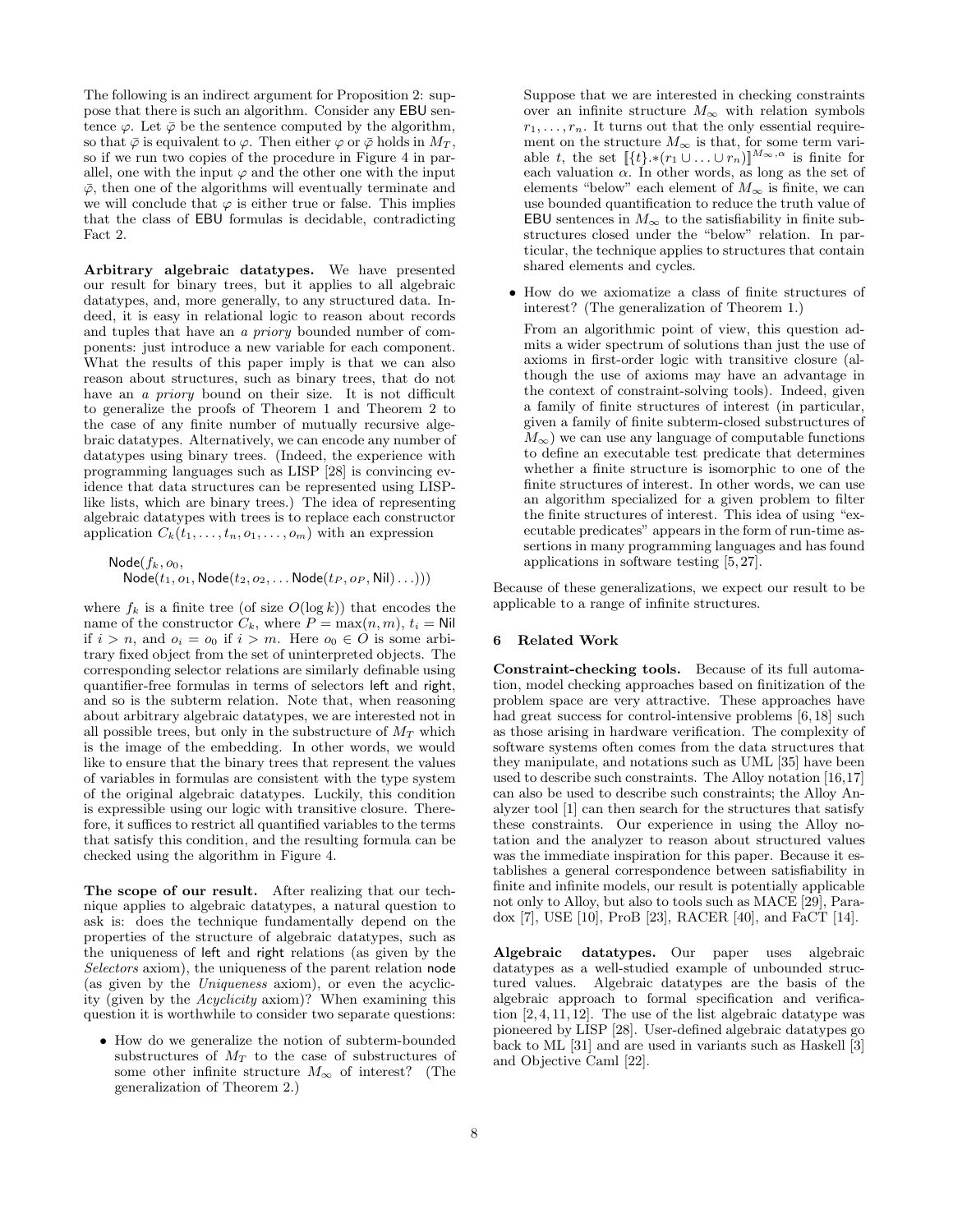The following is an indirect argument for Proposition 2: suppose that there is such an algorithm. Consider any EBU sentence $\varphi$. Let $\bar{\varphi}$ be the sentence computed by the algorithm, so that $\bar{\varphi}$ is equivalent to $\varphi$. Then either $\varphi$ or $\bar{\varphi}$ holds in $M_T$, so if we run two copies of the procedure in Figure 4 in parallel, one with the input $\varphi$ and the other one with the input $\bar{\varphi}$, then one of the algorithms will eventually terminate and we will conclude that $\varphi$ is either true or false. This implies that the class of EBU formulas is decidable, contradicting Fact 2.

**Arbitrary algebraic datatypes.** We have presented our result for binary trees, but it applies to all algebraic datatypes, and, more generally, to any structured data. Indeed, it is easy in relational logic to reason about records and tuples that have an *a priory* bounded number of components: just introduce a new variable for each component. What the results of this paper imply is that we can also reason about structures, such as binary trees, that do not have an *a priory* bound on their size. It is not difficult to generalize the proofs of Theorem 1 and Theorem 2 to the case of any finite number of mutually recursive algebraic datatypes. Alternatively, we can encode any number of datatypes using binary trees. (Indeed, the experience with programming languages such as LISP [28] is convincing evidence that data structures can be represented using LISP-like lists, which are binary trees.) The idea of representing algebraic datatypes with trees is to replace each constructor application $C_k(t_1, \ldots, t_n, o_1, \ldots, o_m)$ with an expression

$$\mathsf{Node}(f_k, o_0, \\ \quad \mathsf{Node}(t_1, o_1, \mathsf{Node}(t_2, o_2, \ldots \mathsf{Node}(t_P, o_P, \mathsf{Nil}) \ldots)))$$

where $f_k$ is a finite tree (of size $O(\log k)$) that encodes the name of the constructor $C_k$, where $P = \max(n, m)$, $t_i = \mathsf{Nil}$ if $i > n$, and $o_i = o_0$ if $i > m$. Here $o_0 \in O$ is some arbitrary fixed object from the set of uninterpreted objects. The corresponding selector relations are similarly definable using quantifier-free formulas in terms of selectors left and right, and so is the subterm relation. Note that, when reasoning about arbitrary algebraic datatypes, we are interested not in all possible trees, but only in the substructure of $M_T$ which is the image of the embedding. In other words, we would like to ensure that the binary trees that represent the values of variables in formulas are consistent with the type system of the original algebraic datatypes. Luckily, this condition is expressible using our logic with transitive closure. Therefore, it suffices to restrict all quantified variables to the terms that satisfy this condition, and the resulting formula can be checked using the algorithm in Figure 4.

**The scope of our result.** After realizing that our technique applies to algebraic datatypes, a natural question to ask is: does the technique fundamentally depend on the properties of the structure of algebraic datatypes, such as the uniqueness of left and right relations (as given by the *Selectors* axiom), the uniqueness of the parent relation node (as given by the *Uniqueness* axiom), or even the acyclicity (given by the *Acyclicity* axiom)? When examining this question it is worthwhile to consider two separate questions:

- How do we generalize the notion of subterm-bounded substructures of $M_T$ to the case of substructures of some other infinite structure $M_\infty$ of interest? (The generalization of Theorem 2.)

  Suppose that we are interested in checking constraints over an infinite structure $M_\infty$ with relation symbols $r_1, \ldots, r_n$. It turns out that the only essential requirement on the structure $M_\infty$ is that, for some term variable $t$, the set $[\![\{t\}.{*}(r_1 \cup \ldots \cup r_n)]\!]^{M_\infty,\alpha}$ is finite for each valuation $\alpha$. In other words, as long as the set of elements "below" each element of $M_\infty$ is finite, we can use bounded quantification to reduce the truth value of EBU sentences in $M_\infty$ to the satisfiability in finite substructures closed under the "below" relation. In particular, the technique applies to structures that contain shared elements and cycles.

- How do we axiomatize a class of finite structures of interest? (The generalization of Theorem 1.)

  From an algorithmic point of view, this question admits a wider spectrum of solutions than just the use of axioms in first-order logic with transitive closure (although the use of axioms may have an advantage in the context of constraint-solving tools). Indeed, given a family of finite structures of interest (in particular, given a family of finite subterm-closed substructures of $M_\infty$) we can use any language of computable functions to define an executable test predicate that determines whether a finite structure is isomorphic to one of the finite structures of interest. In other words, we can use an algorithm specialized for a given problem to filter the finite structures of interest. This idea of using "executable predicates" appears in the form of run-time assertions in many programming languages and has found applications in software testing [5, 27].

Because of these generalizations, we expect our result to be applicable to a range of infinite structures.

## 6 Related Work

**Constraint-checking tools.** Because of its full automation, model checking approaches based on finitization of the problem space are very attractive. These approaches have had great success for control-intensive problems [6, 18] such as those arising in hardware verification. The complexity of software systems often comes from the data structures that they manipulate, and notations such as UML [35] have been used to describe such constraints. The Alloy notation [16, 17] can also be used to describe such constraints; the Alloy Analyzer tool [1] can then search for the structures that satisfy these constraints. Our experience in using the Alloy notation and the analyzer to reason about structured values was the immediate inspiration for this paper. Because it establishes a general correspondence between satisfiability in finite and infinite models, our result is potentially applicable not only to Alloy, but also to tools such as MACE [29], Paradox [7], USE [10], ProB [23], RACER [40], and FaCT [14].

**Algebraic datatypes.** Our paper uses algebraic datatypes as a well-studied example of unbounded structured values. Algebraic datatypes are the basis of the algebraic approach to formal specification and verification [2, 4, 11, 12]. The use of the list algebraic datatype was pioneered by LISP [28]. User-defined algebraic datatypes go back to ML [31] and are used in variants such as Haskell [3] and Objective Caml [22].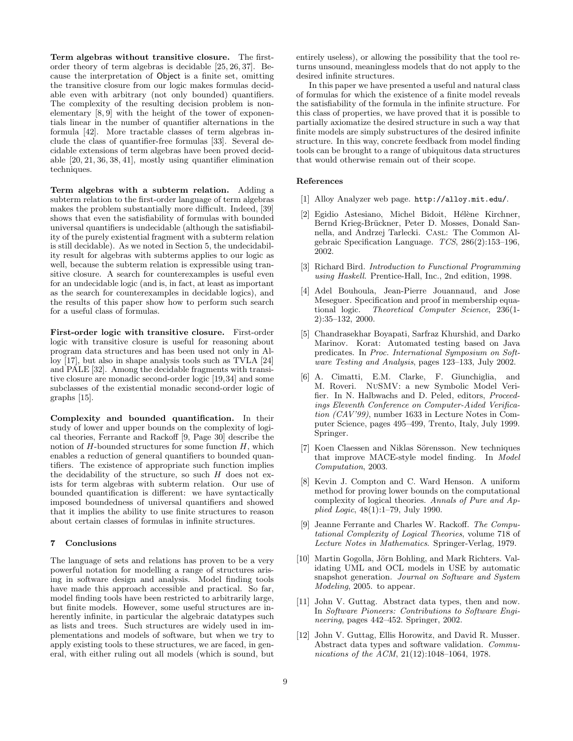**Term algebras without transitive closure.** The first-order theory of term algebras is decidable [25, 26, 37]. Because the interpretation of Object is a finite set, omitting the transitive closure from our logic makes formulas decidable even with arbitrary (not only bounded) quantifiers. The complexity of the resulting decision problem is non-elementary [8, 9] with the height of the tower of exponentials linear in the number of quantifier alternations in the formula [42]. More tractable classes of term algebras include the class of quantifier-free formulas [33]. Several decidable extensions of term algebras have been proved decidable [20, 21, 36, 38, 41], mostly using quantifier elimination techniques.

**Term algebras with a subterm relation.** Adding a subterm relation to the first-order language of term algebras makes the problem substantially more difficult. Indeed, [39] shows that even the satisfiability of formulas with bounded universal quantifiers is undecidable (although the satisfiability of the purely existential fragment with a subterm relation is still decidable). As we noted in Section 5, the undecidability result for algebras with subterms applies to our logic as well, because the subterm relation is expressible using transitive closure. A search for counterexamples is useful even for an undecidable logic (and is, in fact, at least as important as the search for counterexamples in decidable logics), and the results of this paper show how to perform such search for a useful class of formulas.

**First-order logic with transitive closure.** First-order logic with transitive closure is useful for reasoning about program data structures and has been used not only in Alloy [17], but also in shape analysis tools such as TVLA [24] and PALE [32]. Among the decidable fragments with transitive closure are monadic second-order logic [19,34] and some subclasses of the existential monadic second-order logic of graphs [15].

**Complexity and bounded quantification.** In their study of lower and upper bounds on the complexity of logical theories, Ferrante and Rackoff [9, Page 30] describe the notion of $H$-bounded structures for some function $H$, which enables a reduction of general quantifiers to bounded quantifiers. The existence of appropriate such function implies the decidability of the structure, so such $H$ does not exists for term algebras with subterm relation. Our use of bounded quantification is different: we have syntactically imposed boundedness of universal quantifiers and showed that it implies the ability to use finite structures to reason about certain classes of formulas in infinite structures.

## 7 Conclusions

The language of sets and relations has proven to be a very powerful notation for modelling a range of structures arising in software design and analysis. Model finding tools have made this approach accessible and practical. So far, model finding tools have been restricted to arbitrarily large, but finite models. However, some useful structures are inherently infinite, in particular the algebraic datatypes such as lists and trees. Such structures are widely used in implementations and models of software, but when we try to apply existing tools to these structures, we are faced, in general, with either ruling out all models (which is sound, but entirely useless), or allowing the possibility that the tool returns unsound, meaningless models that do not apply to the desired infinite structures.

In this paper we have presented a useful and natural class of formulas for which the existence of a finite model reveals the satisfiability of the formula in the infinite structure. For this class of properties, we have proved that it is possible to partially axiomatize the desired structure in such a way that finite models are simply substructures of the desired infinite structure. In this way, concrete feedback from model finding tools can be brought to a range of ubiquitous data structures that would otherwise remain out of their scope.

### References

[1] Alloy Analyzer web page. http://alloy.mit.edu/.

[2] Egidio Astesiano, Michel Bidoit, Hélène Kirchner, Bernd Krieg-Brückner, Peter D. Mosses, Donald Sannella, and Andrzej Tarlecki. Casl: The Common Algebraic Specification Language. *TCS*, 286(2):153–196, 2002.

[3] Richard Bird. *Introduction to Functional Programming using Haskell*. Prentice-Hall, Inc., 2nd edition, 1998.

[4] Adel Bouhoula, Jean-Pierre Jouannaud, and Jose Meseguer. Specification and proof in membership equational logic. *Theoretical Computer Science*, 236(1-2):35–132, 2000.

[5] Chandrasekhar Boyapati, Sarfraz Khurshid, and Darko Marinov. Korat: Automated testing based on Java predicates. In *Proc. International Symposium on Software Testing and Analysis*, pages 123–133, July 2002.

[6] A. Cimatti, E.M. Clarke, F. Giunchiglia, and M. Roveri. NuSMV: a new Symbolic Model Verifier. In N. Halbwachs and D. Peled, editors, *Proceedings Eleventh Conference on Computer-Aided Verification (CAV'99)*, number 1633 in Lecture Notes in Computer Science, pages 495–499, Trento, Italy, July 1999. Springer.

[7] Koen Claessen and Niklas Sörensson. New techniques that improve MACE-style model finding. In *Model Computation*, 2003.

[8] Kevin J. Compton and C. Ward Henson. A uniform method for proving lower bounds on the computational complexity of logical theories. *Annals of Pure and Applied Logic*, 48(1):1–79, July 1990.

[9] Jeanne Ferrante and Charles W. Rackoff. *The Computational Complexity of Logical Theories*, volume 718 of *Lecture Notes in Mathematics*. Springer-Verlag, 1979.

[10] Martin Gogolla, Jörn Bohling, and Mark Richters. Validating UML and OCL models in USE by automatic snapshot generation. *Journal on Software and System Modeling*, 2005. to appear.

[11] John V. Guttag. Abstract data types, then and now. In *Software Pioneers: Contributions to Software Engineering*, pages 442–452. Springer, 2002.

[12] John V. Guttag, Ellis Horowitz, and David R. Musser. Abstract data types and software validation. *Communications of the ACM*, 21(12):1048–1064, 1978.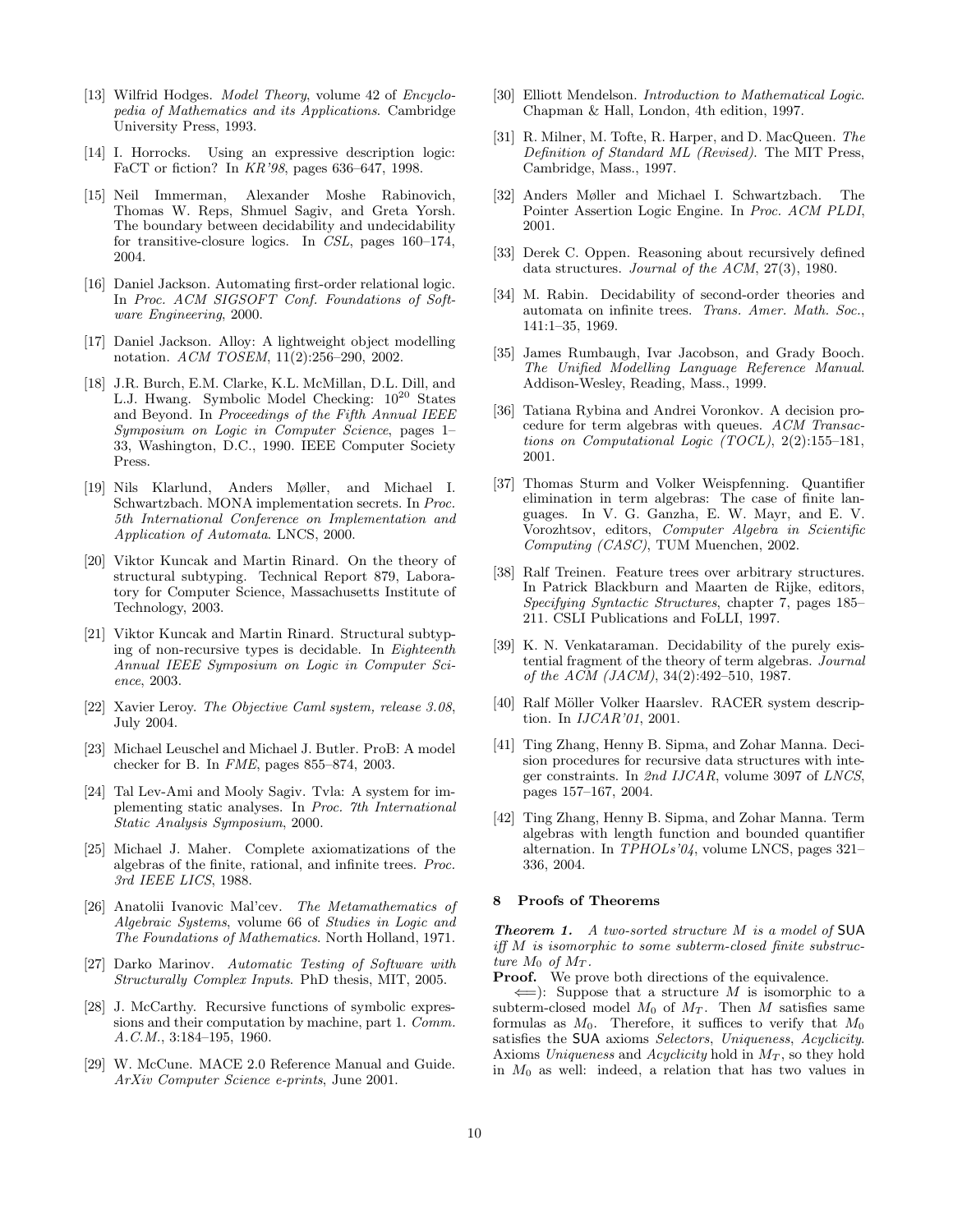[13] Wilfrid Hodges. *Model Theory*, volume 42 of *Encyclopedia of Mathematics and its Applications*. Cambridge University Press, 1993.

[14] I. Horrocks. Using an expressive description logic: FaCT or fiction? In *KR'98*, pages 636–647, 1998.

[15] Neil Immerman, Alexander Moshe Rabinovich, Thomas W. Reps, Shmuel Sagiv, and Greta Yorsh. The boundary between decidability and undecidability for transitive-closure logics. In *CSL*, pages 160–174, 2004.

[16] Daniel Jackson. Automating first-order relational logic. In *Proc. ACM SIGSOFT Conf. Foundations of Software Engineering*, 2000.

[17] Daniel Jackson. Alloy: A lightweight object modelling notation. *ACM TOSEM*, 11(2):256–290, 2002.

[18] J.R. Burch, E.M. Clarke, K.L. McMillan, D.L. Dill, and L.J. Hwang. Symbolic Model Checking: $10^{20}$ States and Beyond. In *Proceedings of the Fifth Annual IEEE Symposium on Logic in Computer Science*, pages 1–33, Washington, D.C., 1990. IEEE Computer Society Press.

[19] Nils Klarlund, Anders Møller, and Michael I. Schwartzbach. MONA implementation secrets. In *Proc. 5th International Conference on Implementation and Application of Automata*. LNCS, 2000.

[20] Viktor Kuncak and Martin Rinard. On the theory of structural subtyping. Technical Report 879, Laboratory for Computer Science, Massachusetts Institute of Technology, 2003.

[21] Viktor Kuncak and Martin Rinard. Structural subtyping of non-recursive types is decidable. In *Eighteenth Annual IEEE Symposium on Logic in Computer Science*, 2003.

[22] Xavier Leroy. *The Objective Caml system, release 3.08*, July 2004.

[23] Michael Leuschel and Michael J. Butler. ProB: A model checker for B. In *FME*, pages 855–874, 2003.

[24] Tal Lev-Ami and Mooly Sagiv. Tvla: A system for implementing static analyses. In *Proc. 7th International Static Analysis Symposium*, 2000.

[25] Michael J. Maher. Complete axiomatizations of the algebras of the finite, rational, and infinite trees. *Proc. 3rd IEEE LICS*, 1988.

[26] Anatolii Ivanovic Mal'cev. *The Metamathematics of Algebraic Systems*, volume 66 of *Studies in Logic and The Foundations of Mathematics*. North Holland, 1971.

[27] Darko Marinov. *Automatic Testing of Software with Structurally Complex Inputs*. PhD thesis, MIT, 2005.

[28] J. McCarthy. Recursive functions of symbolic expressions and their computation by machine, part 1. *Comm. A.C.M.*, 3:184–195, 1960.

[29] W. McCune. MACE 2.0 Reference Manual and Guide. *ArXiv Computer Science e-prints*, June 2001.

[30] Elliott Mendelson. *Introduction to Mathematical Logic*. Chapman & Hall, London, 4th edition, 1997.

[31] R. Milner, M. Tofte, R. Harper, and D. MacQueen. *The Definition of Standard ML (Revised)*. The MIT Press, Cambridge, Mass., 1997.

[32] Anders Møller and Michael I. Schwartzbach. The Pointer Assertion Logic Engine. In *Proc. ACM PLDI*, 2001.

[33] Derek C. Oppen. Reasoning about recursively defined data structures. *Journal of the ACM*, 27(3), 1980.

[34] M. Rabin. Decidability of second-order theories and automata on infinite trees. *Trans. Amer. Math. Soc.*, 141:1–35, 1969.

[35] James Rumbaugh, Ivar Jacobson, and Grady Booch. *The Unified Modelling Language Reference Manual*. Addison-Wesley, Reading, Mass., 1999.

[36] Tatiana Rybina and Andrei Voronkov. A decision procedure for term algebras with queues. *ACM Transactions on Computational Logic (TOCL)*, 2(2):155–181, 2001.

[37] Thomas Sturm and Volker Weispfenning. Quantifier elimination in term algebras: The case of finite languages. In V. G. Ganzha, E. W. Mayr, and E. V. Vorozhtsov, editors, *Computer Algebra in Scientific Computing (CASC)*, TUM Muenchen, 2002.

[38] Ralf Treinen. Feature trees over arbitrary structures. In Patrick Blackburn and Maarten de Rijke, editors, *Specifying Syntactic Structures*, chapter 7, pages 185–211. CSLI Publications and FoLLI, 1997.

[39] K. N. Venkataraman. Decidability of the purely existential fragment of the theory of term algebras. *Journal of the ACM (JACM)*, 34(2):492–510, 1987.

[40] Ralf Möller Volker Haarslev. RACER system description. In *IJCAR'01*, 2001.

[41] Ting Zhang, Henny B. Sipma, and Zohar Manna. Decision procedures for recursive data structures with integer constraints. In *2nd IJCAR*, volume 3097 of *LNCS*, pages 157–167, 2004.

[42] Ting Zhang, Henny B. Sipma, and Zohar Manna. Term algebras with length function and bounded quantifier alternation. In *TPHOLs'04*, volume LNCS, pages 321–336, 2004.

## 8 Proofs of Theorems

***Theorem 1.*** *A two-sorted structure $M$ is a model of* SUA *iff $M$ is isomorphic to some subterm-closed finite substructure $M_0$ of $M_T$.*

**Proof.** We prove both directions of the equivalence.

$\Longleftarrow$): Suppose that a structure $M$ is isomorphic to a subterm-closed model $M_0$ of $M_T$. Then $M$ satisfies same formulas as $M_0$. Therefore, it suffices to verify that $M_0$ satisfies the SUA axioms *Selectors*, *Uniqueness*, *Acyclicity*. Axioms *Uniqueness* and *Acyclicity* hold in $M_T$, so they hold in $M_0$ as well: indeed, a relation that has two values in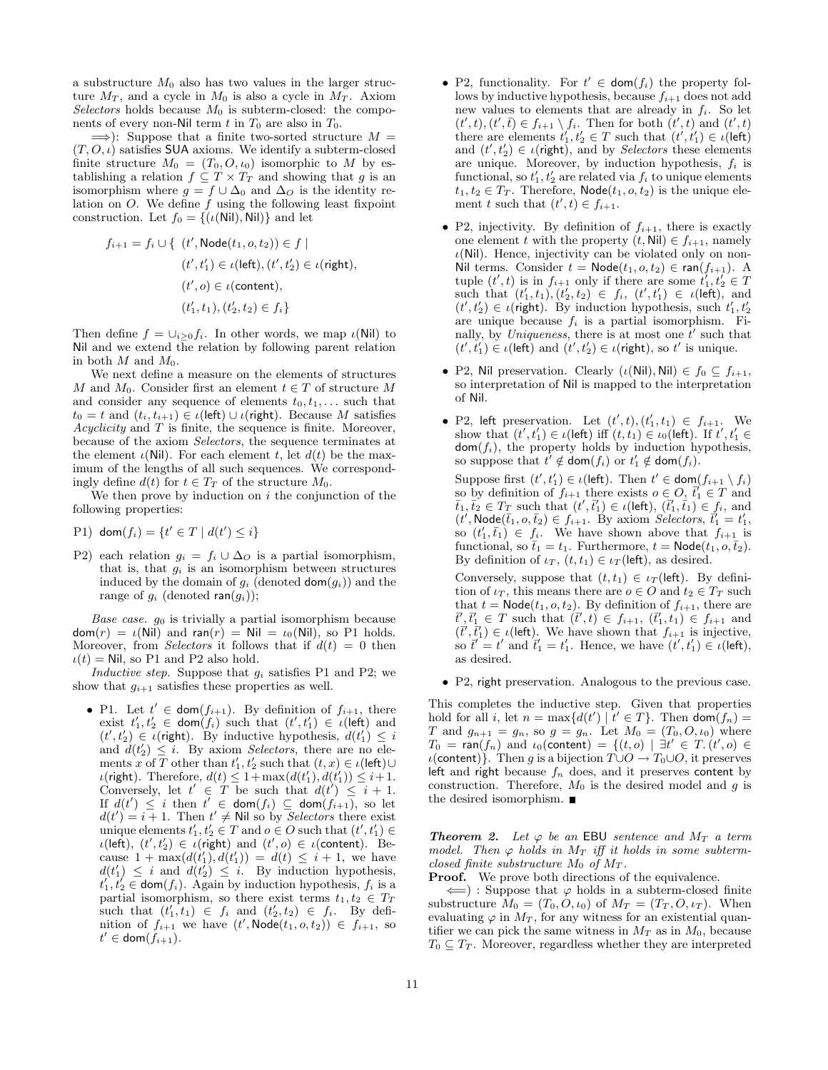a substructure $M_0$ also has two values in the larger structure $M_T$, and a cycle in $M_0$ is also a cycle in $M_T$. Axiom *Selectors* holds because $M_0$ is subterm-closed: the components of every non-$\mathsf{Nil}$ term $t$ in $T_0$ are also in $T_0$.

$\Longrightarrow$): Suppose that a finite two-sorted structure $M = (T, O, \iota)$ satisfies $\mathsf{SUA}$ axioms. We identify a subterm-closed finite structure $M_0 = (T_0, O, \iota_0)$ isomorphic to $M$ by establishing a relation $f \subseteq T \times T_T$ and showing that $g$ is an isomorphism where $g = f \cup \Delta_0$ and $\Delta_O$ is the identity relation on $O$. We define $f$ using the following least fixpoint construction. Let $f_0 = \{(\iota(\mathsf{Nil}), \mathsf{Nil})\}$ and let

$$
\begin{aligned}
f_{i+1} = f_i \cup \{\ & (t', \mathsf{Node}(t_1, o, t_2)) \in f \mid \\
& (t', t'_1) \in \iota(\mathsf{left}), (t', t'_2) \in \iota(\mathsf{right}), \\
& (t', o) \in \iota(\mathsf{content}), \\
& (t'_1, t_1), (t'_2, t_2) \in f_i\}
\end{aligned}
$$

Then define $f = \cup_{i \geq 0} f_i$. In other words, we map $\iota(\mathsf{Nil})$ to $\mathsf{Nil}$ and we extend the relation by following parent relation in both $M$ and $M_0$.

We next define a measure on the elements of structures $M$ and $M_0$. Consider first an element $t \in T$ of structure $M$ and consider any sequence of elements $t_0, t_1, \ldots$ such that $t_0 = t$ and $(t_i, t_{i+1}) \in \iota(\mathsf{left}) \cup \iota(\mathsf{right})$. Because $M$ satisfies *Acyclicity* and $T$ is finite, the sequence is finite. Moreover, because of the axiom *Selectors*, the sequence terminates at the element $\iota(\mathsf{Nil})$. For each element $t$, let $d(t)$ be the maximum of the lengths of all such sequences. We correspondingly define $d(t)$ for $t \in T_T$ of the structure $M_0$.

We then prove by induction on $i$ the conjunction of the following properties:

P1) $\mathsf{dom}(f_i) = \{t' \in T \mid d(t') \leq i\}$

P2) each relation $g_i = f_i \cup \Delta_O$ is a partial isomorphism, that is, that $g_i$ is an isomorphism between structures induced by the domain of $g_i$ (denoted $\mathsf{dom}(g_i)$) and the range of $g_i$ (denoted $\mathsf{ran}(g_i)$);

*Base case.* $g_0$ is trivially a partial isomorphism because $\mathsf{dom}(r) = \iota(\mathsf{Nil})$ and $\mathsf{ran}(r) = \mathsf{Nil} = \iota_0(\mathsf{Nil})$, so P1 holds. Moreover, from *Selectors* it follows that if $d(t) = 0$ then $\iota(t) = \mathsf{Nil}$, so P1 and P2 also hold.

*Inductive step.* Suppose that $g_i$ satisfies P1 and P2; we show that $g_{i+1}$ satisfies these properties as well.

- P1. Let $t' \in \mathsf{dom}(f_{i+1})$. By definition of $f_{i+1}$, there exist $t'_1, t'_2 \in \mathsf{dom}(f_i)$ such that $(t', t'_1) \in \iota(\mathsf{left})$ and $(t', t'_2) \in \iota(\mathsf{right})$. By inductive hypothesis, $d(t'_1) \leq i$ and $d(t'_2) \leq i$. By axiom *Selectors*, there are no elements $x$ of $T$ other than $t'_1, t'_2$ such that $(t, x) \in \iota(\mathsf{left}) \cup \iota(\mathsf{right})$. Therefore, $d(t) \leq 1 + \max(d(t'_1), d(t'_1)) \leq i+1$. Conversely, let $t' \in T$ be such that $d(t') \leq i+1$. If $d(t') \leq i$ then $t' \in \mathsf{dom}(f_i) \subseteq \mathsf{dom}(f_{i+1})$, so let $d(t') = i+1$. Then $t' \neq \mathsf{Nil}$ so by *Selectors* there exist unique elements $t'_1, t'_2 \in T$ and $o \in O$ such that $(t', t'_1) \in \iota(\mathsf{left})$, $(t', t'_2) \in \iota(\mathsf{right})$ and $(t', o) \in \iota(\mathsf{content})$. Because $1 + \max(d(t'_1), d(t'_1)) = d(t) \leq i+1$, we have $d(t'_1) \leq i$ and $d(t'_2) \leq i$. By induction hypothesis, $t'_1, t'_2 \in \mathsf{dom}(f_i)$. Again by induction hypothesis, $f_i$ is a partial isomorphism, so there exist terms $t_1, t_2 \in T_T$ such that $(t'_1, t_1) \in f_i$ and $(t'_2, t_2) \in f_i$. By definition of $f_{i+1}$ we have $(t', \mathsf{Node}(t_1, o, t_2)) \in f_{i+1}$, so $t' \in \mathsf{dom}(f_{i+1})$.

- P2, functionality. For $t' \in \mathsf{dom}(f_i)$ the property follows by inductive hypothesis, because $f_{i+1}$ does not add new values to elements that are already in $f_i$. So let $(t', t), (t', \bar{t}) \in f_{i+1} \setminus f_i$. Then for both $(t', t)$ and $(t', t)$ there are elements $t'_1, t'_2 \in T$ such that $(t', t'_1) \in \iota(\mathsf{left})$ and $(t', t'_2) \in \iota(\mathsf{right})$, and by *Selectors* these elements are unique. Moreover, by induction hypothesis, $f_i$ is functional, so $t'_1, t'_2$ are related via $f_i$ to unique elements $t_1, t_2 \in T_T$. Therefore, $\mathsf{Node}(t_1, o, t_2)$ is the unique element $t$ such that $(t', t) \in f_{i+1}$.

- P2, injectivity. By definition of $f_{i+1}$, there is exactly one element $t$ with the property $(t, \mathsf{Nil}) \in f_{i+1}$, namely $\iota(\mathsf{Nil})$. Hence, injectivity can be violated only on non-$\mathsf{Nil}$ terms. Consider $t = \mathsf{Node}(t_1, o, t_2) \in \mathsf{ran}(f_{i+1})$. A tuple $(t', t)$ is in $f_{i+1}$ only if there are some $t'_1, t'_2 \in T$ such that $(t'_1, t_1), (t'_2, t_2) \in f_i$, $(t', t'_1) \in \iota(\mathsf{left})$, and $(t', t'_2) \in \iota(\mathsf{right})$. By induction hypothesis, such $t'_1, t'_2$ are unique because $f_i$ is a partial isomorphism. Finally, by *Uniqueness*, there is at most one $t'$ such that $(t', t'_1) \in \iota(\mathsf{left})$ and $(t', t'_2) \in \iota(\mathsf{right})$, so $t'$ is unique.

- P2, $\mathsf{Nil}$ preservation. Clearly $(\iota(\mathsf{Nil}), \mathsf{Nil}) \in f_0 \subseteq f_{i+1}$, so interpretation of $\mathsf{Nil}$ is mapped to the interpretation of $\mathsf{Nil}$.

- P2, $\mathsf{left}$ preservation. Let $(t', t), (t'_1, t_1) \in f_{i+1}$. We show that $(t', t'_1) \in \iota(\mathsf{left})$ iff $(t, t_1) \in \iota_0(\mathsf{left})$. If $t', t'_1 \in \mathsf{dom}(f_i)$, the property holds by induction hypothesis, so suppose that $t' \notin \mathsf{dom}(f_i)$ or $t'_1 \notin \mathsf{dom}(f_i)$.

  Suppose first $(t', t'_1) \in \iota(\mathsf{left})$. Then $t' \in \mathsf{dom}(f_{i+1} \setminus f_i)$ so by definition of $f_{i+1}$ there exists $o \in O$, $\bar{t}'_1 \in T$ and $\bar{t}_1, \bar{t}_2 \in T_T$ such that $(t', \bar{t}'_1) \in \iota(\mathsf{left})$, $(\bar{t}'_1, \bar{t}_1) \in f_i$, and $(t', \mathsf{Node}(\bar{t}_1, o, \bar{t}_2)) \in f_{i+1}$. By axiom *Selectors*, $\bar{t}'_1 = t'_1$, so $(t'_1, \bar{t}_1) \in f_i$. We have shown above that $f_{i+1}$ is functional, so $\bar{t}_1 = t_1$. Furthermore, $t = \mathsf{Node}(t_1, o, \bar{t}_2)$. By definition of $\iota_T$, $(t, t_1) \in \iota_T(\mathsf{left})$, as desired.

  Conversely, suppose that $(t, t_1) \in \iota_T(\mathsf{left})$. By definition of $\iota_T$, this means there are $o \in O$ and $t_2 \in T_T$ such that $t = \mathsf{Node}(t_1, o, t_2)$. By definition of $f_{i+1}$, there are $\bar{t}', \bar{t}'_1 \in T$ such that $(\bar{t}', t) \in f_{i+1}$, $(\bar{t}'_1, t_1) \in f_{i+1}$ and $(\bar{t}', \bar{t}'_1) \in \iota(\mathsf{left})$. We have shown that $f_{i+1}$ is injective, so $\bar{t}' = t'$ and $\bar{t}'_1 = t'_1$. Hence, we have $(t', t'_1) \in \iota(\mathsf{left})$, as desired.

- P2, $\mathsf{right}$ preservation. Analogous to the previous case.

This completes the inductive step. Given that properties hold for all $i$, let $n = \max\{d(t') \mid t' \in T\}$. Then $\mathsf{dom}(f_n) = T$ and $g_{n+1} = g_n$, so $g = g_n$. Let $M_0 = (T_0, O, \iota_0)$ where $T_0 = \mathsf{ran}(f_n)$ and $\iota_0(\mathsf{content}) = \{(t, o) \mid \exists t' \in T. (t', o) \in \iota(\mathsf{content})\}$. Then $g$ is a bijection $T \cup O \to T_0 \cup O$, it preserves $\mathsf{left}$ and $\mathsf{right}$ because $f_n$ does, and it preserves $\mathsf{content}$ by construction. Therefore, $M_0$ is the desired model and $g$ is the desired isomorphism. ∎

***Theorem 2.*** *Let $\varphi$ be an $\mathsf{EBU}$ sentence and $M_T$ a term model. Then $\varphi$ holds in $M_T$ iff it holds in some subterm-closed finite substructure $M_0$ of $M_T$.*

**Proof.** We prove both directions of the equivalence.

$\Longleftarrow$) : Suppose that $\varphi$ holds in a subterm-closed finite substructure $M_0 = (T_0, O, \iota_0)$ of $M_T = (T_T, O, \iota_T)$. When evaluating $\varphi$ in $M_T$, for any witness for an existential quantifier we can pick the same witness in $M_T$ as in $M_0$, because $T_0 \subseteq T_T$. Moreover, regardless whether they are interpreted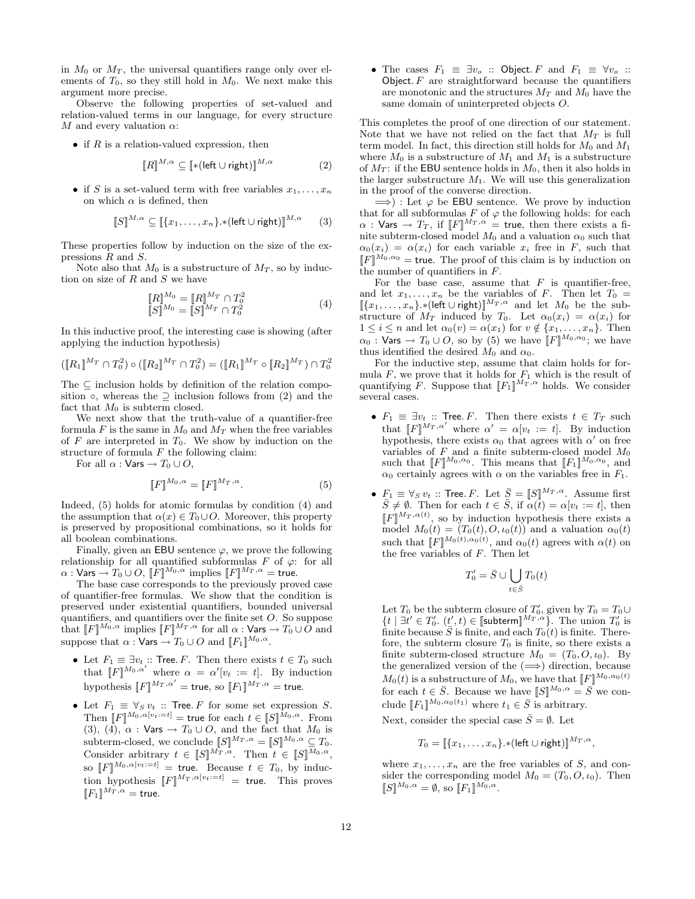in $M_0$ or $M_T$, the universal quantifiers range only over elements of $T_0$, so they still hold in $M_0$. We next make this argument more precise.

Observe the following properties of set-valued and relation-valued terms in our language, for every structure $M$ and every valuation $\alpha$:

- if $R$ is a relation-valued expression, then

$$[\![R]\!]^{M,\alpha} \subseteq [\![*(\mathsf{left} \cup \mathsf{right})]\!]^{M,\alpha} \quad (2)$$

- if $S$ is a set-valued term with free variables $x_1, \ldots, x_n$ on which $\alpha$ is defined, then

$$[\![S]\!]^{M,\alpha} \subseteq [\![\{x_1, \ldots, x_n\}.*(\mathsf{left} \cup \mathsf{right})]\!]^{M,\alpha} \quad (3)$$

These properties follow by induction on the size of the expressions $R$ and $S$.

Note also that $M_0$ is a substructure of $M_T$, so by induction on size of $R$ and $S$ we have

$$\begin{array}{l}[\![R]\!]^{M_0} = [\![R]\!]^{M_T} \cap T_0^2 \\ [\![S]\!]^{M_0} = [\![S]\!]^{M_T} \cap T_0^2\end{array} \quad (4)$$

In this inductive proof, the interesting case is showing (after applying the induction hypothesis)

$$([\![R_1]\!]^{M_T} \cap T_0^2) \circ ([\![R_2]\!]^{M_T} \cap T_0^2) = ([\![R_1]\!]^{M_T} \circ [\![R_2]\!]^{M_T}) \cap T_0^2$$

The $\subseteq$ inclusion holds by definition of the relation composition $\circ$, whereas the $\supseteq$ inclusion follows from (2) and the fact that $M_0$ is subterm closed.

We next show that the truth-value of a quantifier-free formula $F$ is the same in $M_0$ and $M_T$ when the free variables of $F$ are interpreted in $T_0$. We show by induction on the structure of formula $F$ the following claim:

For all $\alpha : \mathsf{Vars} \to T_0 \cup O$,

$$[\![F]\!]^{M_0,\alpha} = [\![F]\!]^{M_T,\alpha}. \quad (5)$$

Indeed, (5) holds for atomic formulas by condition (4) and the assumption that $\alpha(x) \in T_0 \cup O$. Moreover, this property is preserved by propositional combinations, so it holds for all boolean combinations.

Finally, given an $\mathsf{EBU}$ sentence $\varphi$, we prove the following relationship for all quantified subformulas $F$ of $\varphi$: for all $\alpha : \mathsf{Vars} \to T_0 \cup O$, $[\![F]\!]^{M_0,\alpha}$ implies $[\![F]\!]^{M_T,\alpha} = \mathsf{true}$.

The base case corresponds to the previously proved case of quantifier-free formulas. We show that the condition is preserved under existential quantifiers, bounded universal quantifiers, and quantifiers over the finite set $O$. So suppose that $[\![F]\!]^{M_0,\alpha}$ implies $[\![F]\!]^{M_T,\alpha}$ for all $\alpha : \mathsf{Vars} \to T_0 \cup O$ and suppose that $\alpha : \mathsf{Vars} \to T_0 \cup O$ and $[\![F_1]\!]^{M_0,\alpha}$.

- Let $F_1 \equiv \exists v_t :: \mathsf{Tree}. F$. Then there exists $t \in T_0$ such that $[\![F]\!]^{M_0,\alpha'}$ where $\alpha = \alpha'[v_t := t]$. By induction hypothesis $[\![F]\!]^{M_T,\alpha'} = \mathsf{true}$, so $[\![F_1]\!]^{M_T,\alpha} = \mathsf{true}$.
- Let $F_1 \equiv \forall_S\, v_t :: \mathsf{Tree}. F$ for some set expression $S$. Then $[\![F]\!]^{M_0,\alpha[v_t:=t]} = \mathsf{true}$ for each $t \in [\![S]\!]^{M_0,\alpha}$. From (3), (4), $\alpha : \mathsf{Vars} \to T_0 \cup O$, and the fact that $M_0$ is subterm-closed, we conclude $[\![S]\!]^{M_T,\alpha} = [\![S]\!]^{M_0,\alpha} \subseteq T_0$. Consider arbitrary $t \in [\![S]\!]^{M_T,\alpha}$. Then $t \in [\![S]\!]^{M_0,\alpha}$, so $[\![F]\!]^{M_0,\alpha[v_t:=t]} = \mathsf{true}$. Because $t \in T_0$, by induction hypothesis $[\![F]\!]^{M_T,\alpha[v_t:=t]} = \mathsf{true}$. This proves $[\![F_1]\!]^{M_T,\alpha} = \mathsf{true}$.
- The cases $F_1 \equiv \exists v_o :: \mathsf{Object}. F$ and $F_1 \equiv \forall v_o :: \mathsf{Object}. F$ are straightforward because the quantifiers are monotonic and the structures $M_T$ and $M_0$ have the same domain of uninterpreted objects $O$.

This completes the proof of one direction of our statement. Note that we have not relied on the fact that $M_T$ is full term model. In fact, this direction still holds for $M_0$ and $M_1$ where $M_0$ is a substructure of $M_1$ and $M_1$ is a substructure of $M_T$: if the $\mathsf{EBU}$ sentence holds in $M_0$, then it also holds in the larger substructure $M_1$. We will use this generalization in the proof of the converse direction.

$\Longrightarrow$) : Let $\varphi$ be $\mathsf{EBU}$ sentence. We prove by induction that for all subformulas $F$ of $\varphi$ the following holds: for each $\alpha : \mathsf{Vars} \to T_T$, if $[\![F]\!]^{M_T,\alpha} = \mathsf{true}$, then there exists a finite subterm-closed model $M_0$ and a valuation $\alpha_0$ such that $\alpha_0(x_i) = \alpha(x_i)$ for each variable $x_i$ free in $F$, such that $[\![F]\!]^{M_0,\alpha_0} = \mathsf{true}$. The proof of this claim is by induction on the number of quantifiers in $F$.

For the base case, assume that $F$ is quantifier-free, and let $x_1, \ldots, x_n$ be the variables of $F$. Then let $T_0 = [\![\{x_1, \ldots, x_n\}.*(\mathsf{left} \cup \mathsf{right})]\!]^{M_T,\alpha}$ and let $M_0$ be the substructure of $M_T$ induced by $T_0$. Let $\alpha_0(x_i) = \alpha(x_i)$ for $1 \le i \le n$ and let $\alpha_0(v) = \alpha(x_1)$ for $v \notin \{x_1, \ldots, x_n\}$. Then $\alpha_0 : \mathsf{Vars} \to T_0 \cup O$, so by (5) we have $[\![F]\!]^{M_0,\alpha_0}$; we have thus identified the desired $M_0$ and $\alpha_0$.

For the inductive step, assume that claim holds for formula $F$, we prove that it holds for $F_1$ which is the result of quantifying $F$. Suppose that $[\![F_1]\!]^{M_T,\alpha}$ holds. We consider several cases.

- $F_1 \equiv \exists v_t :: \mathsf{Tree}. F$. Then there exists $t \in T_T$ such that $[\![F]\!]^{M_T,\alpha'}$ where $\alpha' = \alpha[v_t := t]$. By induction hypothesis, there exists $\alpha_0$ that agrees with $\alpha'$ on free variables of $F$ and a finite subterm-closed model $M_0$ such that $[\![F]\!]^{M_0,\alpha_0}$. This means that $[\![F_1]\!]^{M_0,\alpha_0}$, and $\alpha_0$ certainly agrees with $\alpha$ on the variables free in $F_1$.
- $F_1 \equiv \forall_S\, v_t :: \mathsf{Tree}. F$. Let $\bar{S} = [\![S]\!]^{M_T,\alpha}$. Assume first $\bar{S} \neq \emptyset$. Then for each $t \in \bar{S}$, if $\alpha(t) = \alpha[v_t := t]$, then $[\![F]\!]^{M_T,\alpha(t)}$, so by induction hypothesis there exists a model $M_0(t) = (T_0(t), O, \iota_0(t))$ and a valuation $\alpha_0(t)$ such that $[\![F]\!]^{M_0(t),\alpha_0(t)}$, and $\alpha_0(t)$ agrees with $\alpha(t)$ on the free variables of $F$. Then let

$$T_0' = \bar{S} \cup \bigcup_{t \in \bar{S}} T_0(t)$$

Let $T_0$ be the subterm closure of $T_0'$, given by $T_0 = T_0 \cup \{t \mid \exists t' \in T_0'.\ (t', t) \in [\![\mathsf{subterm}]\!]^{M_T,\alpha}\}$. The union $T_0'$ is finite because $\bar{S}$ is finite, and each $T_0(t)$ is finite. Therefore, the subterm closure $T_0$ is finite, so there exists a finite subterm-closed structure $M_0 = (T_0, O, \iota_0)$. By the generalized version of the ($\Longrightarrow$) direction, because $M_0(t)$ is a substructure of $M_0$, we have that $[\![F]\!]^{M_0,\alpha_0(t)}$ for each $t \in \bar{S}$. Because we have $[\![S]\!]^{M_0,\alpha} = \bar{S}$ we conclude $[\![F_1]\!]^{M_0,\alpha_0(t_1)}$ where $t_1 \in \bar{S}$ is arbitrary.

  Next, consider the special case $\bar{S} = \emptyset$. Let

$$T_0 = [\![\{x_1, \ldots, x_n\}.*(\mathsf{left} \cup \mathsf{right})]\!]^{M_T,\alpha},$$

  where $x_1, \ldots, x_n$ are the free variables of $S$, and consider the corresponding model $M_0 = (T_0, O, \iota_0)$. Then $[\![S]\!]^{M_0,\alpha} = \emptyset$, so $[\![F_1]\!]^{M_0,\alpha}$.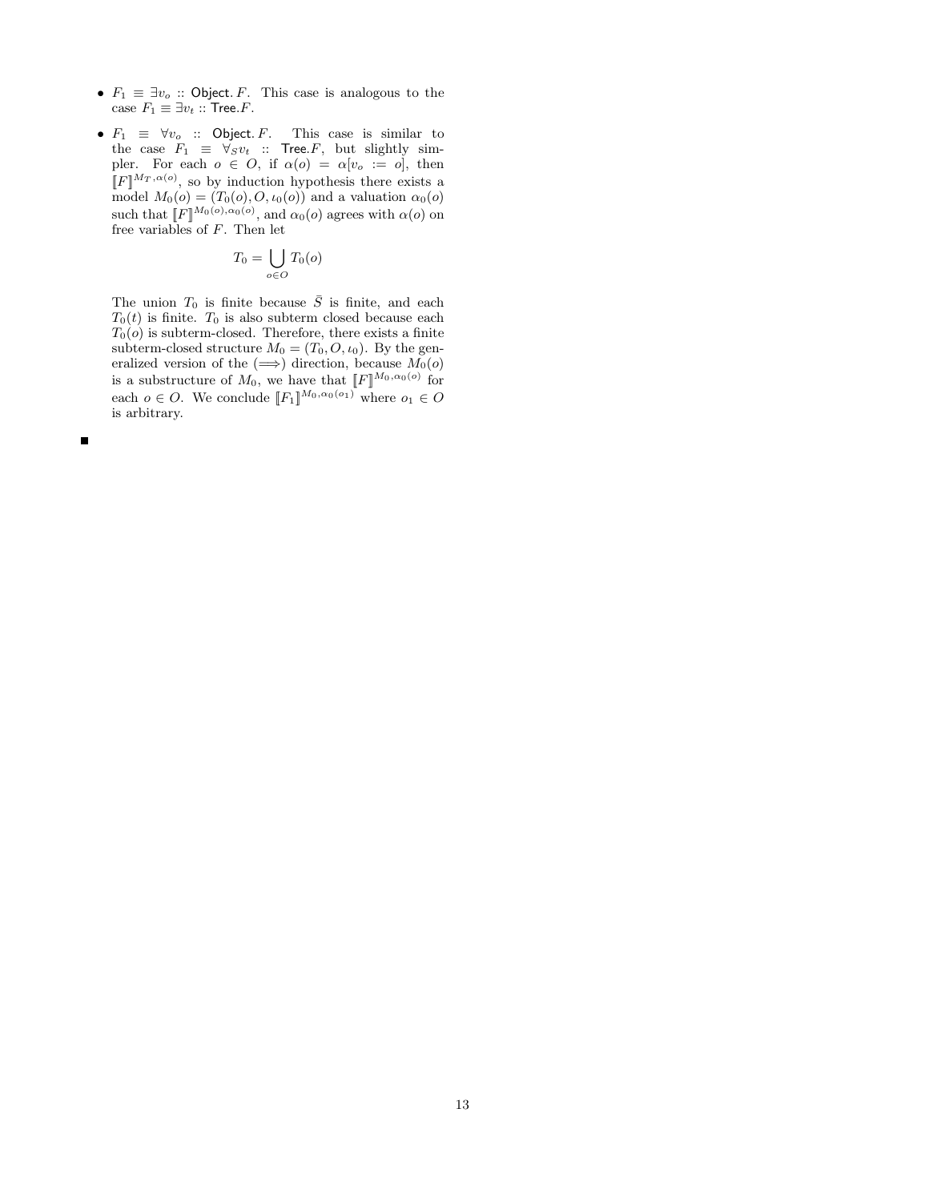- $F_1 \equiv \exists v_o :: \textsf{Object}. F$. This case is analogous to the case $F_1 \equiv \exists v_t :: \textsf{Tree}.F$.

- $F_1 \equiv \forall v_o :: \textsf{Object}. F$. This case is similar to the case $F_1 \equiv \forall_S v_t :: \textsf{Tree}.F$, but slightly simpler. For each $o \in O$, if $\alpha(o) = \alpha[v_o := o]$, then $[\![F]\!]^{M_T,\alpha(o)}$, so by induction hypothesis there exists a model $M_0(o) = (T_0(o), O, \iota_0(o))$ and a valuation $\alpha_0(o)$ such that $[\![F]\!]^{M_0(o),\alpha_0(o)}$, and $\alpha_0(o)$ agrees with $\alpha(o)$ on free variables of $F$. Then let

$$T_0 = \bigcup_{o \in O} T_0(o)$$

The union $T_0$ is finite because $\bar{S}$ is finite, and each $T_0(t)$ is finite. $T_0$ is also subterm closed because each $T_0(o)$ is subterm-closed. Therefore, there exists a finite subterm-closed structure $M_0 = (T_0, O, \iota_0)$. By the generalized version of the ($\Longrightarrow$) direction, because $M_0(o)$ is a substructure of $M_0$, we have that $[\![F]\!]^{M_0,\alpha_0(o)}$ for each $o \in O$. We conclude $[\![F_1]\!]^{M_0,\alpha_0(o_1)}$ where $o_1 \in O$ is arbitrary.

■